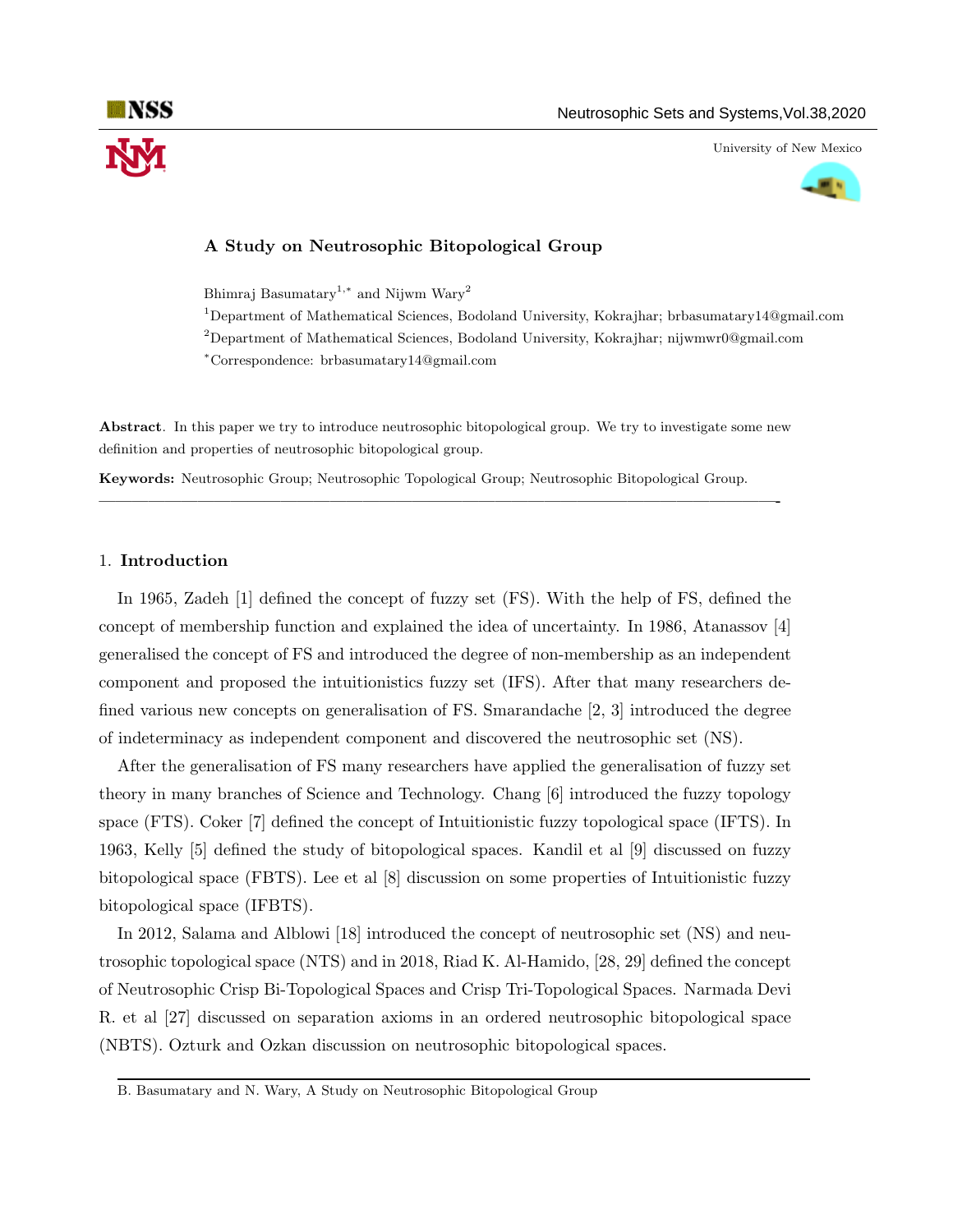# A Study on Neutrosophic Bitopological Group

Bhimraj Basumatary[1,*] and Nijwm Wary[2]

[1]Department of Mathematical Sciences, Bodoland University, Kokrajhar; brbasumatary14@gmail.com

[2]Department of Mathematical Sciences, Bodoland University, Kokrajhar; nijwmwr0@gmail.com

[*]Correspondence: brbasumatary14@gmail.com

**Abstract**. In this paper we try to introduce neutrosophic bitopological group. We try to investigate some new definition and properties of neutrosophic bitopological group.

**Keywords:** Neutrosophic Group; Neutrosophic Topological Group; Neutrosophic Bitopological Group.

---

## 1. Introduction

In 1965, Zadeh [1] defined the concept of fuzzy set (FS). With the help of FS, defined the concept of membership function and explained the idea of uncertainty. In 1986, Atanassov [4] generalised the concept of FS and introduced the degree of non-membership as an independent component and proposed the intuitionistics fuzzy set (IFS). After that many researchers defined various new concepts on generalisation of FS. Smarandache [2, 3] introduced the degree of indeterminacy as independent component and discovered the neutrosophic set (NS).

After the generalisation of FS many researchers have applied the generalisation of fuzzy set theory in many branches of Science and Technology. Chang [6] introduced the fuzzy topology space (FTS). Coker [7] defined the concept of Intuitionistic fuzzy topological space (IFTS). In 1963, Kelly [5] defined the study of bitopological spaces. Kandil et al [9] discussed on fuzzy bitopological space (FBTS). Lee et al [8] discussion on some properties of Intuitionistic fuzzy bitopological space (IFBTS).

In 2012, Salama and Alblowi [18] introduced the concept of neutrosophic set (NS) and neutrosophic topological space (NTS) and in 2018, Riad K. Al-Hamido, [28, 29] defined the concept of Neutrosophic Crisp Bi-Topological Spaces and Crisp Tri-Topological Spaces. Narmada Devi R. et al [27] discussed on separation axioms in an ordered neutrosophic bitopological space (NBTS). Ozturk and Ozkan discussion on neutrosophic bitopological spaces.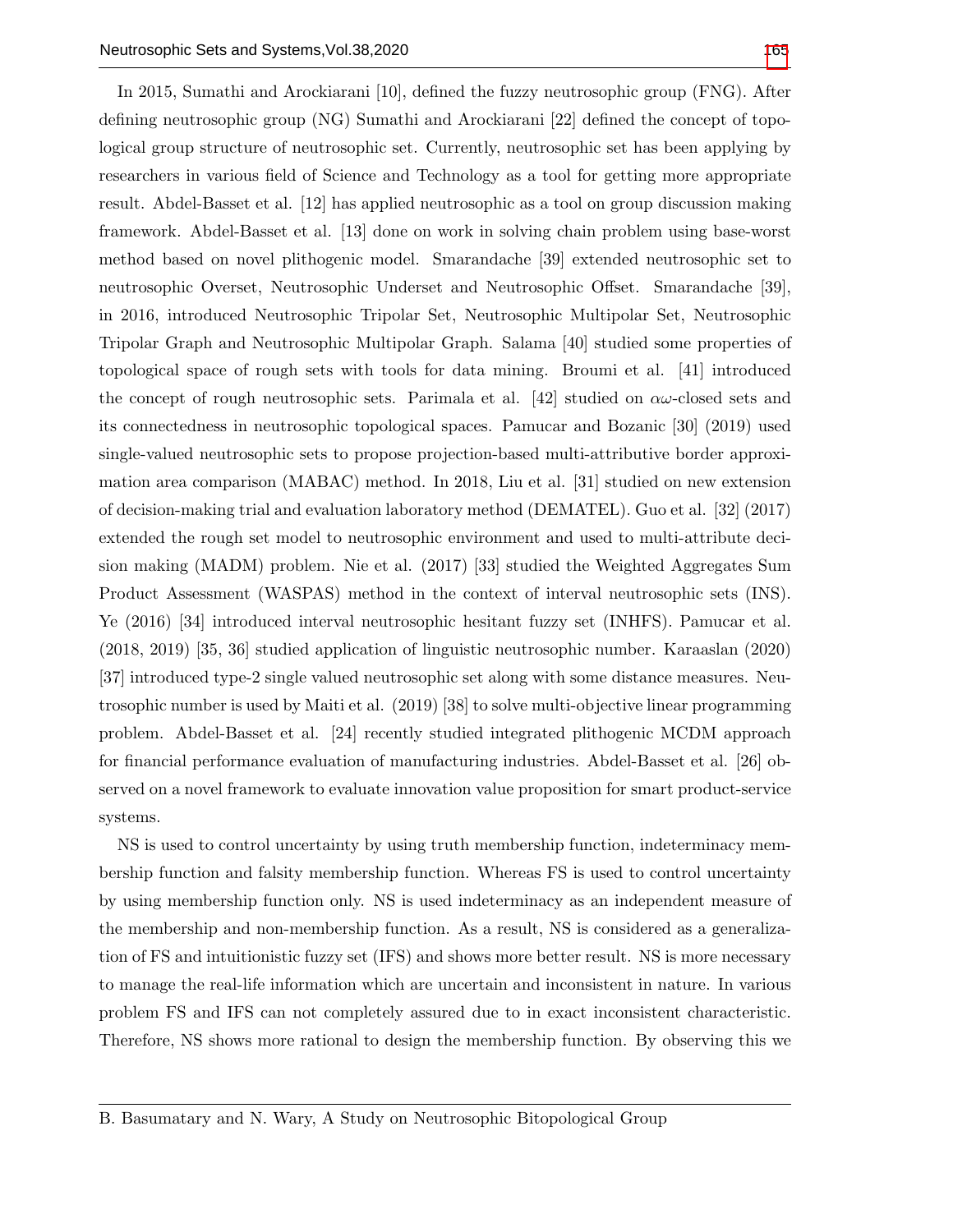In 2015, Sumathi and Arockiarani [10], defined the fuzzy neutrosophic group (FNG). After defining neutrosophic group (NG) Sumathi and Arockiarani [22] defined the concept of topological group structure of neutrosophic set. Currently, neutrosophic set has been applying by researchers in various field of Science and Technology as a tool for getting more appropriate result. Abdel-Basset et al. [12] has applied neutrosophic as a tool on group discussion making framework. Abdel-Basset et al. [13] done on work in solving chain problem using base-worst method based on novel plithogenic model. Smarandache [39] extended neutrosophic set to neutrosophic Overset, Neutrosophic Underset and Neutrosophic Offset. Smarandache [39], in 2016, introduced Neutrosophic Tripolar Set, Neutrosophic Multipolar Set, Neutrosophic Tripolar Graph and Neutrosophic Multipolar Graph. Salama [40] studied some properties of topological space of rough sets with tools for data mining. Broumi et al. [41] introduced the concept of rough neutrosophic sets. Parimala et al. [42] studied on $\alpha\omega$-closed sets and its connectedness in neutrosophic topological spaces. Pamucar and Bozanic [30] (2019) used single-valued neutrosophic sets to propose projection-based multi-attributive border approximation area comparison (MABAC) method. In 2018, Liu et al. [31] studied on new extension of decision-making trial and evaluation laboratory method (DEMATEL). Guo et al. [32] (2017) extended the rough set model to neutrosophic environment and used to multi-attribute decision making (MADM) problem. Nie et al. (2017) [33] studied the Weighted Aggregates Sum Product Assessment (WASPAS) method in the context of interval neutrosophic sets (INS). Ye (2016) [34] introduced interval neutrosophic hesitant fuzzy set (INHFS). Pamucar et al. (2018, 2019) [35, 36] studied application of linguistic neutrosophic number. Karaaslan (2020) [37] introduced type-2 single valued neutrosophic set along with some distance measures. Neutrosophic number is used by Maiti et al. (2019) [38] to solve multi-objective linear programming problem. Abdel-Basset et al. [24] recently studied integrated plithogenic MCDM approach for financial performance evaluation of manufacturing industries. Abdel-Basset et al. [26] observed on a novel framework to evaluate innovation value proposition for smart product-service systems.

NS is used to control uncertainty by using truth membership function, indeterminacy membership function and falsity membership function. Whereas FS is used to control uncertainty by using membership function only. NS is used indeterminacy as an independent measure of the membership and non-membership function. As a result, NS is considered as a generalization of FS and intuitionistic fuzzy set (IFS) and shows more better result. NS is more necessary to manage the real-life information which are uncertain and inconsistent in nature. In various problem FS and IFS can not completely assured due to in exact inconsistent characteristic. Therefore, NS shows more rational to design the membership function. By observing this we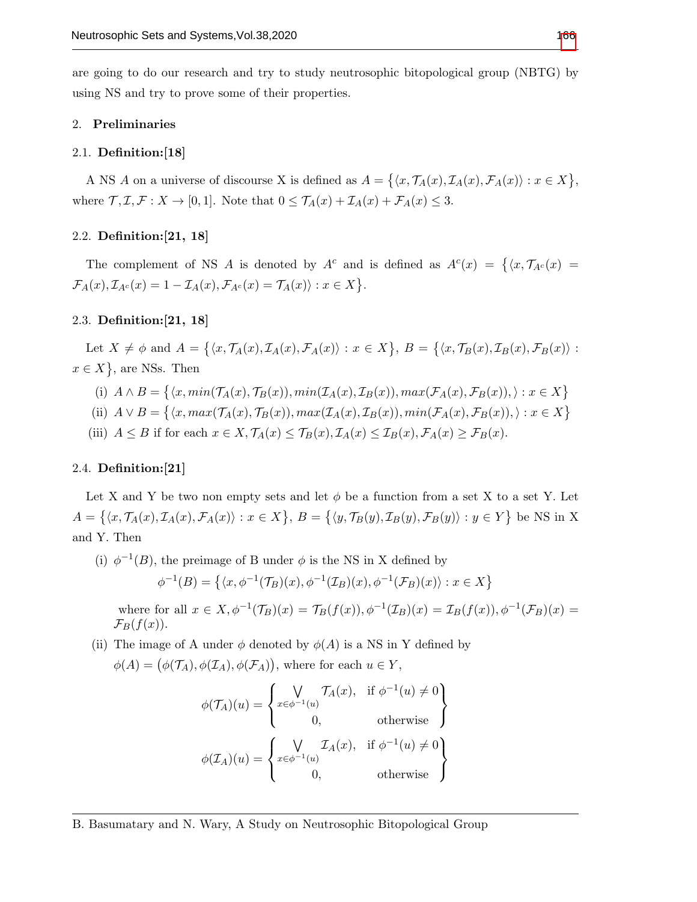are going to do our research and try to study neutrosophic bitopological group (NBTG) by using NS and try to prove some of their properties.

## 2. Preliminaries

### 2.1. Definition:[18]

A NS $A$ on a universe of discourse X is defined as $A = \{\langle x, \mathcal{T}_A(x), \mathcal{I}_A(x), \mathcal{F}_A(x)\rangle : x \in X\}$, where $\mathcal{T}, \mathcal{I}, \mathcal{F} : X \to [0, 1]$. Note that $0 \leq \mathcal{T}_A(x) + \mathcal{I}_A(x) + \mathcal{F}_A(x) \leq 3$.

### 2.2. Definition:[21, 18]

The complement of NS $A$ is denoted by $A^c$ and is defined as $A^c(x) = \{\langle x, \mathcal{T}_{A^c}(x) = \mathcal{F}_A(x), \mathcal{I}_{A^c}(x) = 1 - \mathcal{I}_A(x), \mathcal{F}_{A^c}(x) = \mathcal{T}_A(x)\rangle : x \in X\}$.

### 2.3. Definition:[21, 18]

Let $X \neq \phi$ and $A = \{\langle x, \mathcal{T}_A(x), \mathcal{I}_A(x), \mathcal{F}_A(x)\rangle : x \in X\}$, $B = \{\langle x, \mathcal{T}_B(x), \mathcal{I}_B(x), \mathcal{F}_B(x)\rangle : x \in X\}$, are NSs. Then

(i) $A \wedge B = \{\langle x, min(\mathcal{T}_A(x), \mathcal{T}_B(x)), min(\mathcal{I}_A(x), \mathcal{I}_B(x)), max(\mathcal{F}_A(x), \mathcal{F}_B(x)), \rangle : x \in X\}$

(ii) $A \vee B = \{\langle x, max(\mathcal{T}_A(x), \mathcal{T}_B(x)), max(\mathcal{I}_A(x), \mathcal{I}_B(x)), min(\mathcal{F}_A(x), \mathcal{F}_B(x)), \rangle : x \in X\}$

(iii) $A \leq B$ if for each $x \in X, \mathcal{T}_A(x) \leq \mathcal{T}_B(x), \mathcal{I}_A(x) \leq \mathcal{I}_B(x), \mathcal{F}_A(x) \geq \mathcal{F}_B(x)$.

### 2.4. Definition:[21]

Let X and Y be two non empty sets and let $\phi$ be a function from a set X to a set Y. Let $A = \{\langle x, \mathcal{T}_A(x), \mathcal{I}_A(x), \mathcal{F}_A(x)\rangle : x \in X\}$, $B = \{\langle y, \mathcal{T}_B(y), \mathcal{I}_B(y), \mathcal{F}_B(y)\rangle : y \in Y\}$ be NS in X and Y. Then

(i) $\phi^{-1}(B)$, the preimage of B under $\phi$ is the NS in X defined by

$$\phi^{-1}(B) = \{\langle x, \phi^{-1}(\mathcal{T}_B)(x), \phi^{-1}(\mathcal{I}_B)(x), \phi^{-1}(\mathcal{F}_B)(x)\rangle : x \in X\}$$

where for all $x \in X, \phi^{-1}(\mathcal{T}_B)(x) = \mathcal{T}_B(f(x)), \phi^{-1}(\mathcal{I}_B)(x) = \mathcal{I}_B(f(x)), \phi^{-1}(\mathcal{F}_B)(x) = \mathcal{F}_B(f(x))$.

(ii) The image of A under $\phi$ denoted by $\phi(A)$ is a NS in Y defined by $\phi(A) = (\phi(\mathcal{T}_A), \phi(\mathcal{I}_A), \phi(\mathcal{F}_A))$, where for each $u \in Y$,

$$\phi(\mathcal{T}_A)(u) = \begin{Bmatrix} \bigvee_{x \in \phi^{-1}(u)} \mathcal{T}_A(x), & \text{if } \phi^{-1}(u) \neq 0 \\ 0, & \text{otherwise} \end{Bmatrix}$$

$$\phi(\mathcal{I}_A)(u) = \begin{Bmatrix} \bigvee_{x \in \phi^{-1}(u)} \mathcal{I}_A(x), & \text{if } \phi^{-1}(u) \neq 0 \\ 0, & \text{otherwise} \end{Bmatrix}$$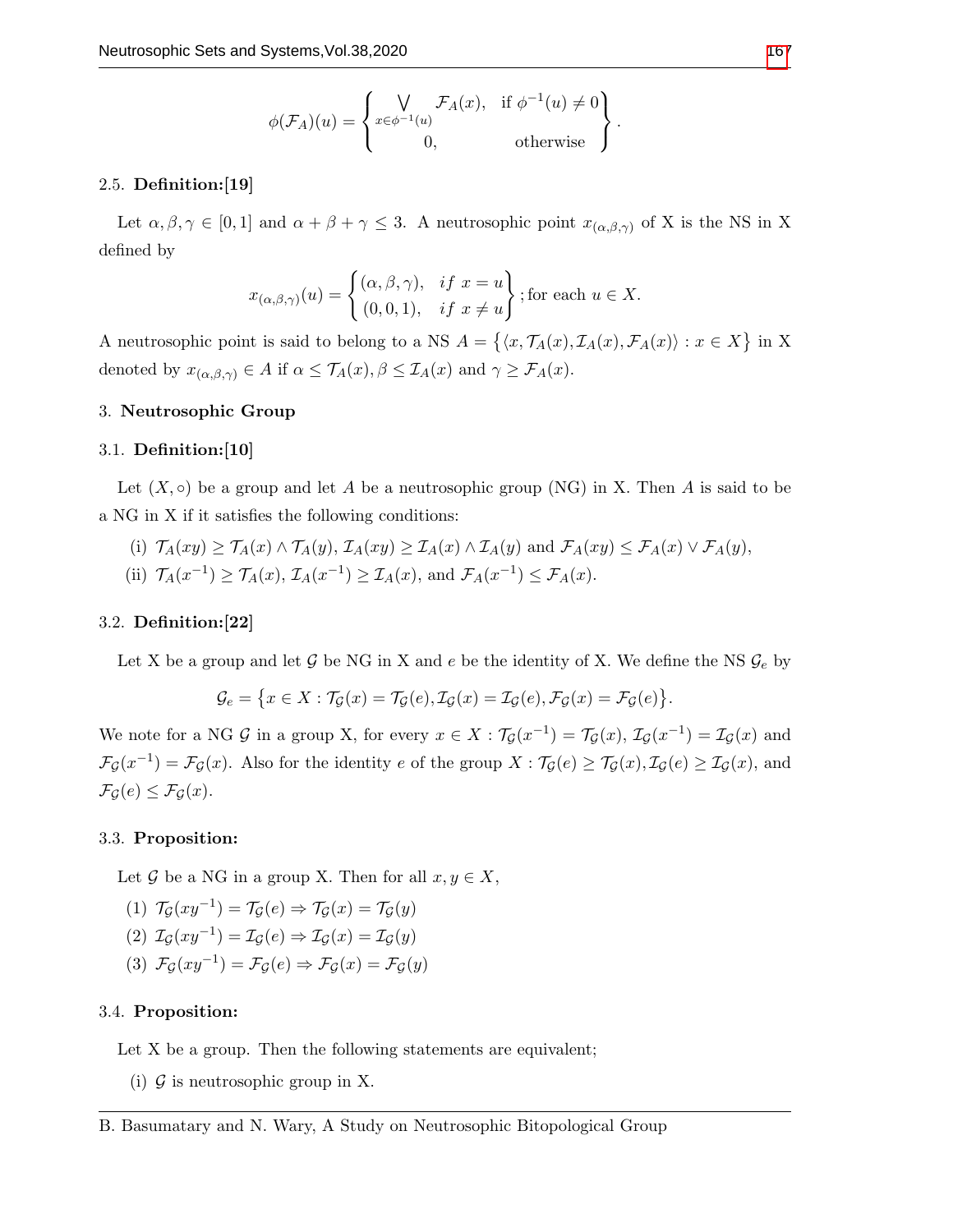$$\phi(\mathcal{F}_A)(u) = \begin{Bmatrix} \bigvee\limits_{x \in \phi^{-1}(u)} \mathcal{F}_A(x), & \text{if } \phi^{-1}(u) \neq 0 \\ 0, & \text{otherwise} \end{Bmatrix}.$$

### 2.5. Definition:[19]

Let $\alpha, \beta, \gamma \in [0,1]$ and $\alpha + \beta + \gamma \leq 3$. A neutrosophic point $x_{(\alpha,\beta,\gamma)}$ of X is the NS in X defined by

$$x_{(\alpha,\beta,\gamma)}(u) = \begin{Bmatrix} (\alpha, \beta, \gamma), & if\ x = u \\ (0,0,1), & if\ x \neq u \end{Bmatrix}; \text{for each } u \in X.$$

A neutrosophic point is said to belong to a NS $A = \{\langle x, \mathcal{T}_A(x), \mathcal{I}_A(x), \mathcal{F}_A(x)\rangle : x \in X\}$ in X denoted by $x_{(\alpha,\beta,\gamma)} \in A$ if $\alpha \leq \mathcal{T}_A(x), \beta \leq \mathcal{I}_A(x)$ and $\gamma \geq \mathcal{F}_A(x)$.

## 3. Neutrosophic Group

### 3.1. Definition:[10]

Let $(X, \circ)$ be a group and let $A$ be a neutrosophic group (NG) in X. Then $A$ is said to be a NG in X if it satisfies the following conditions:

(i) $\mathcal{T}_A(xy) \geq \mathcal{T}_A(x) \wedge \mathcal{T}_A(y)$, $\mathcal{I}_A(xy) \geq \mathcal{I}_A(x) \wedge \mathcal{I}_A(y)$ and $\mathcal{F}_A(xy) \leq \mathcal{F}_A(x) \vee \mathcal{F}_A(y)$,

(ii) $\mathcal{T}_A(x^{-1}) \geq \mathcal{T}_A(x)$, $\mathcal{I}_A(x^{-1}) \geq \mathcal{I}_A(x)$, and $\mathcal{F}_A(x^{-1}) \leq \mathcal{F}_A(x)$.

### 3.2. Definition:[22]

Let X be a group and let $\mathcal{G}$ be NG in X and $e$ be the identity of X. We define the NS $\mathcal{G}_e$ by

$$\mathcal{G}_e = \{x \in X : \mathcal{T}_{\mathcal{G}}(x) = \mathcal{T}_{\mathcal{G}}(e), \mathcal{I}_{\mathcal{G}}(x) = \mathcal{I}_{\mathcal{G}}(e), \mathcal{F}_{\mathcal{G}}(x) = \mathcal{F}_{\mathcal{G}}(e)\}.$$

We note for a NG $\mathcal{G}$ in a group X, for every $x \in X : \mathcal{T}_{\mathcal{G}}(x^{-1}) = \mathcal{T}_{\mathcal{G}}(x)$, $\mathcal{I}_{\mathcal{G}}(x^{-1}) = \mathcal{I}_{\mathcal{G}}(x)$ and $\mathcal{F}_{\mathcal{G}}(x^{-1}) = \mathcal{F}_{\mathcal{G}}(x)$. Also for the identity $e$ of the group $X : \mathcal{T}_{\mathcal{G}}(e) \geq \mathcal{T}_{\mathcal{G}}(x), \mathcal{I}_{\mathcal{G}}(e) \geq \mathcal{I}_{\mathcal{G}}(x)$, and $\mathcal{F}_{\mathcal{G}}(e) \leq \mathcal{F}_{\mathcal{G}}(x)$.

### 3.3. Proposition:

Let $\mathcal{G}$ be a NG in a group X. Then for all $x, y \in X$,

(1) $\mathcal{T}_{\mathcal{G}}(xy^{-1}) = \mathcal{T}_{\mathcal{G}}(e) \Rightarrow \mathcal{T}_{\mathcal{G}}(x) = \mathcal{T}_{\mathcal{G}}(y)$

(2) $\mathcal{I}_{\mathcal{G}}(xy^{-1}) = \mathcal{I}_{\mathcal{G}}(e) \Rightarrow \mathcal{I}_{\mathcal{G}}(x) = \mathcal{I}_{\mathcal{G}}(y)$

(3) $\mathcal{F}_{\mathcal{G}}(xy^{-1}) = \mathcal{F}_{\mathcal{G}}(e) \Rightarrow \mathcal{F}_{\mathcal{G}}(x) = \mathcal{F}_{\mathcal{G}}(y)$

### 3.4. Proposition:

Let X be a group. Then the following statements are equivalent;

(i) $\mathcal{G}$ is neutrosophic group in X.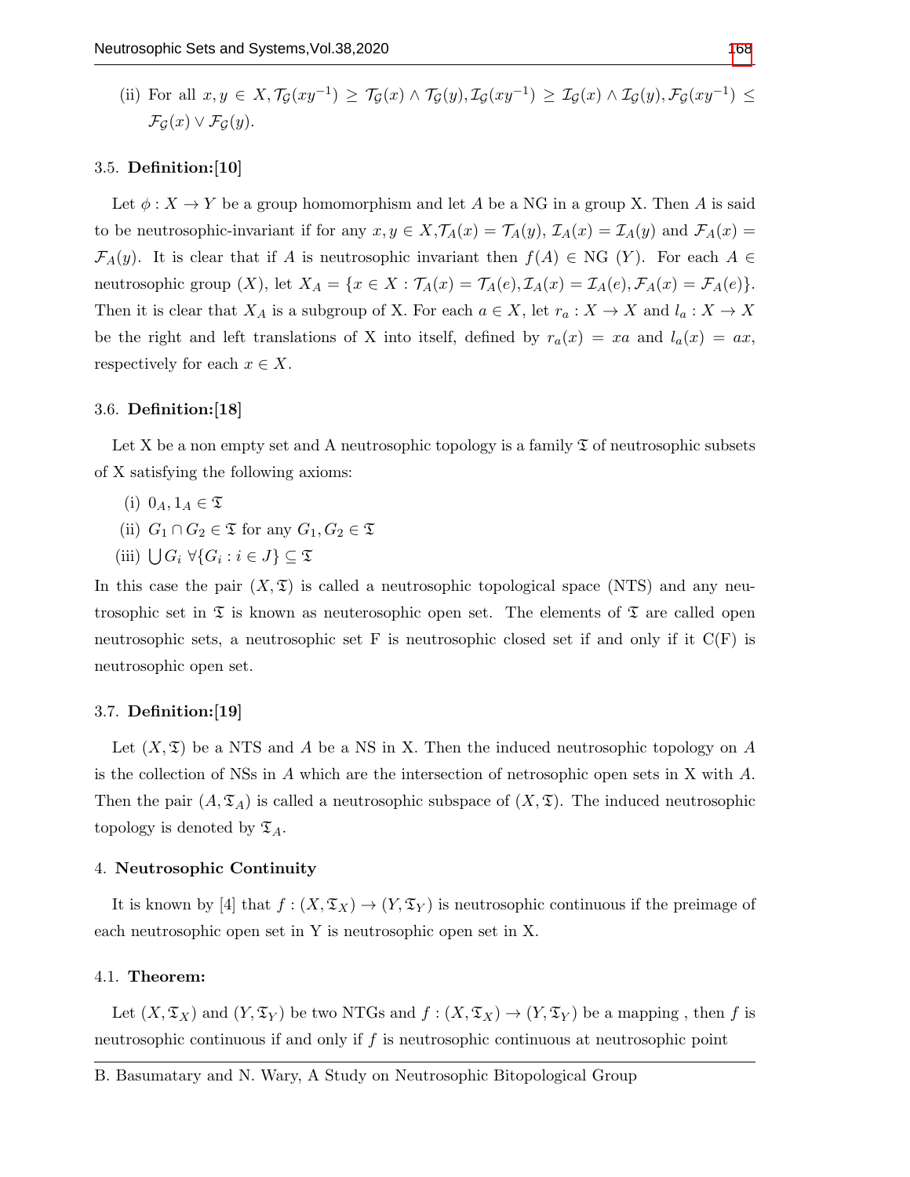(ii) For all $x, y \in X, \mathcal{T}_{\mathcal{G}}(xy^{-1}) \geq \mathcal{T}_{\mathcal{G}}(x) \wedge \mathcal{T}_{\mathcal{G}}(y), \mathcal{I}_{\mathcal{G}}(xy^{-1}) \geq \mathcal{I}_{\mathcal{G}}(x) \wedge \mathcal{I}_{\mathcal{G}}(y), \mathcal{F}_{\mathcal{G}}(xy^{-1}) \leq \mathcal{F}_{\mathcal{G}}(x) \vee \mathcal{F}_{\mathcal{G}}(y)$.

### 3.5. Definition:[10]

Let $\phi : X \to Y$ be a group homomorphism and let $A$ be a NG in a group X. Then $A$ is said to be neutrosophic-invariant if for any $x, y \in X, \mathcal{T}_A(x) = \mathcal{T}_A(y)$, $\mathcal{I}_A(x) = \mathcal{I}_A(y)$ and $\mathcal{F}_A(x) = \mathcal{F}_A(y)$. It is clear that if $A$ is neutrosophic invariant then $f(A) \in$ NG $(Y)$. For each $A \in$ neutrosophic group $(X)$, let $X_A = \{x \in X : \mathcal{T}_A(x) = \mathcal{T}_A(e), \mathcal{I}_A(x) = \mathcal{I}_A(e), \mathcal{F}_A(x) = \mathcal{F}_A(e)\}$. Then it is clear that $X_A$ is a subgroup of X. For each $a \in X$, let $r_a : X \to X$ and $l_a : X \to X$ be the right and left translations of X into itself, defined by $r_a(x) = xa$ and $l_a(x) = ax$, respectively for each $x \in X$.

### 3.6. Definition:[18]

Let X be a non empty set and A neutrosophic topology is a family $\mathfrak{T}$ of neutrosophic subsets of X satisfying the following axioms:

(i) $0_A, 1_A \in \mathfrak{T}$

(ii) $G_1 \cap G_2 \in \mathfrak{T}$ for any $G_1, G_2 \in \mathfrak{T}$

(iii) $\bigcup G_i \; \forall \{G_i : i \in J\} \subseteq \mathfrak{T}$

In this case the pair $(X, \mathfrak{T})$ is called a neutrosophic topological space (NTS) and any neutrosophic set in $\mathfrak{T}$ is known as neuterosophic open set. The elements of $\mathfrak{T}$ are called open neutrosophic sets, a neutrosophic set F is neutrosophic closed set if and only if it C(F) is neutrosophic open set.

### 3.7. Definition:[19]

Let $(X, \mathfrak{T})$ be a NTS and $A$ be a NS in X. Then the induced neutrosophic topology on $A$ is the collection of NSs in $A$ which are the intersection of netrosophic open sets in X with $A$. Then the pair $(A, \mathfrak{T}_A)$ is called a neutrosophic subspace of $(X, \mathfrak{T})$. The induced neutrosophic topology is denoted by $\mathfrak{T}_A$.

## 4. Neutrosophic Continuity

It is known by [4] that $f : (X, \mathfrak{T}_X) \to (Y, \mathfrak{T}_Y)$ is neutrosophic continuous if the preimage of each neutrosophic open set in Y is neutrosophic open set in X.

### 4.1. Theorem:

Let $(X, \mathfrak{T}_X)$ and $(Y, \mathfrak{T}_Y)$ be two NTGs and $f : (X, \mathfrak{T}_X) \to (Y, \mathfrak{T}_Y)$ be a mapping , then $f$ is neutrosophic continuous if and only if $f$ is neutrosophic continuous at neutrosophic point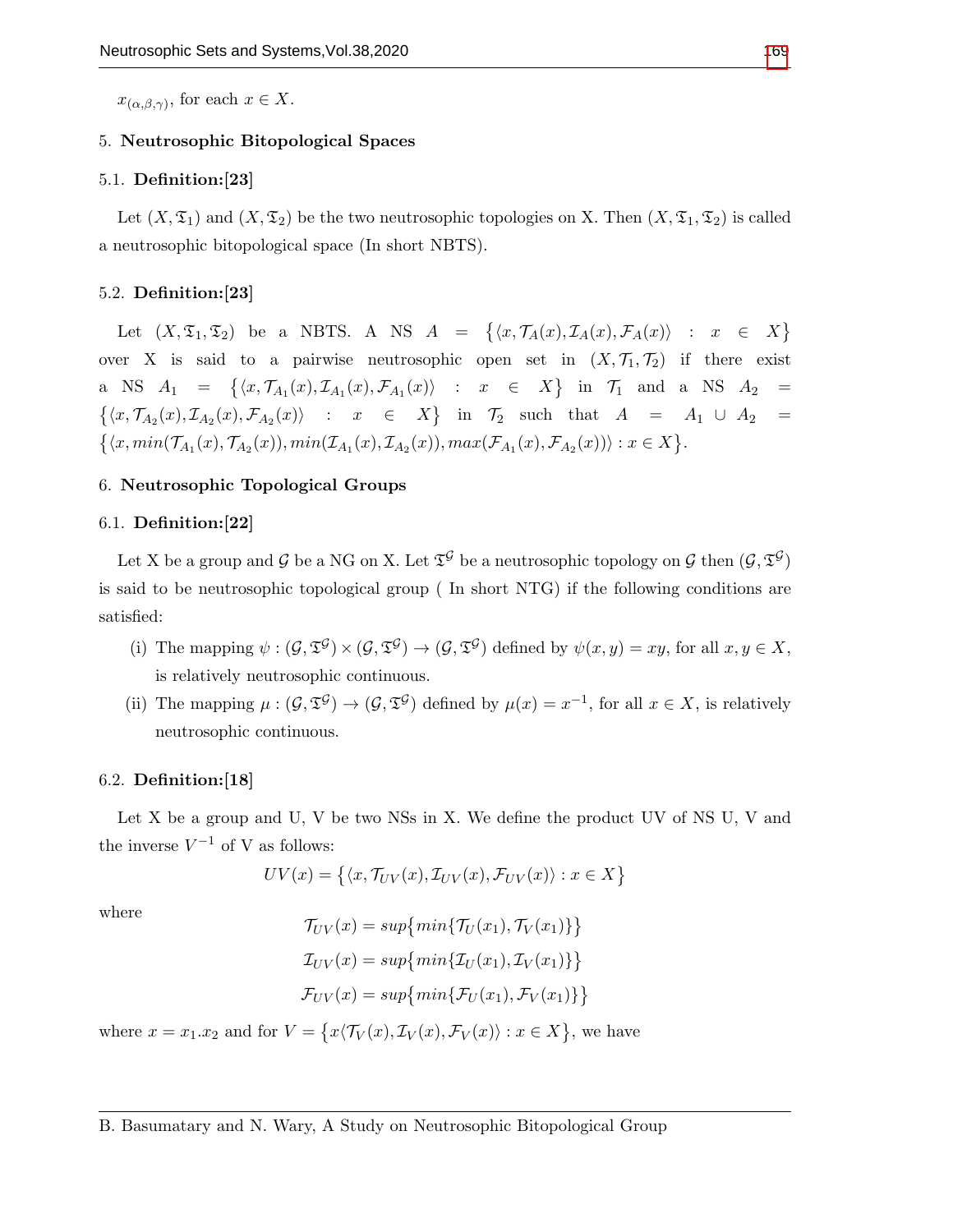$x_{(\alpha,\beta,\gamma)}$, for each $x \in X$.

## 5. Neutrosophic Bitopological Spaces

### 5.1. Definition:[23]

Let $(X, \mathfrak{T}_1)$ and $(X, \mathfrak{T}_2)$ be the two neutrosophic topologies on X. Then $(X, \mathfrak{T}_1, \mathfrak{T}_2)$ is called a neutrosophic bitopological space (In short NBTS).

### 5.2. Definition:[23]

Let $(X, \mathfrak{T}_1, \mathfrak{T}_2)$ be a NBTS. A NS $A = \{\langle x, \mathcal{T}_A(x), \mathcal{I}_A(x), \mathcal{F}_A(x)\rangle : x \in X\}$ over X is said to a pairwise neutrosophic open set in $(X, \mathcal{T}_1, \mathcal{T}_2)$ if there exist a NS $A_1 = \{\langle x, \mathcal{T}_{A_1}(x), \mathcal{I}_{A_1}(x), \mathcal{F}_{A_1}(x)\rangle : x \in X\}$ in $\mathcal{T}_1$ and a NS $A_2 = \{\langle x, \mathcal{T}_{A_2}(x), \mathcal{I}_{A_2}(x), \mathcal{F}_{A_2}(x)\rangle : x \in X\}$ in $\mathcal{T}_2$ such that $A = A_1 \cup A_2 = \{\langle x, min(\mathcal{T}_{A_1}(x), \mathcal{T}_{A_2}(x)), min(\mathcal{I}_{A_1}(x), \mathcal{I}_{A_2}(x)), max(\mathcal{F}_{A_1}(x), \mathcal{F}_{A_2}(x))\rangle : x \in X\}$.

## 6. Neutrosophic Topological Groups

### 6.1. Definition:[22]

Let X be a group and $\mathcal{G}$ be a NG on X. Let $\mathfrak{T}^{\mathcal{G}}$ be a neutrosophic topology on $\mathcal{G}$ then $(\mathcal{G}, \mathfrak{T}^{\mathcal{G}})$ is said to be neutrosophic topological group ( In short NTG) if the following conditions are satisfied:

- (i) The mapping $\psi : (\mathcal{G}, \mathfrak{T}^{\mathcal{G}}) \times (\mathcal{G}, \mathfrak{T}^{\mathcal{G}}) \to (\mathcal{G}, \mathfrak{T}^{\mathcal{G}})$ defined by $\psi(x, y) = xy$, for all $x, y \in X$, is relatively neutrosophic continuous.
- (ii) The mapping $\mu : (\mathcal{G}, \mathfrak{T}^{\mathcal{G}}) \to (\mathcal{G}, \mathfrak{T}^{\mathcal{G}})$ defined by $\mu(x) = x^{-1}$, for all $x \in X$, is relatively neutrosophic continuous.

### 6.2. Definition:[18]

Let X be a group and U, V be two NSs in X. We define the product UV of NS U, V and the inverse $V^{-1}$ of V as follows:

$$UV(x) = \{\langle x, \mathcal{T}_{UV}(x), \mathcal{I}_{UV}(x), \mathcal{F}_{UV}(x)\rangle : x \in X\}$$

where

$$\mathcal{T}_{UV}(x) = sup\{min\{\mathcal{T}_U(x_1), \mathcal{T}_V(x_1)\}\}$$

$$\mathcal{I}_{UV}(x) = sup\{min\{\mathcal{I}_U(x_1), \mathcal{I}_V(x_1)\}\}$$

$$\mathcal{F}_{UV}(x) = sup\{min\{\mathcal{F}_U(x_1), \mathcal{F}_V(x_1)\}\}$$

where $x = x_1.x_2$ and for $V = \{x\langle \mathcal{T}_V(x), \mathcal{I}_V(x), \mathcal{F}_V(x)\rangle : x \in X\}$, we have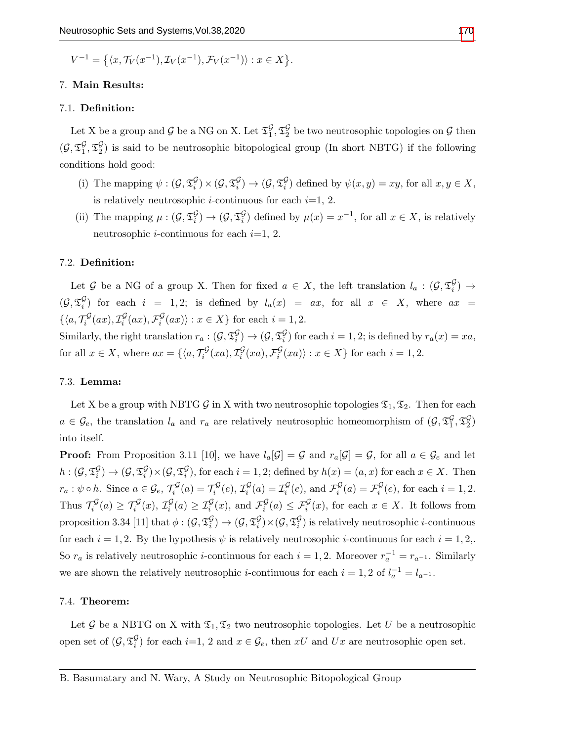$V^{-1} = \{\langle x, \mathcal{T}_V(x^{-1}), \mathcal{I}_V(x^{-1}), \mathcal{F}_V(x^{-1})\rangle : x \in X\}$.

## 7. Main Results:

### 7.1. Definition:

Let X be a group and $\mathcal{G}$ be a NG on X. Let $\mathfrak{T}_1^{\mathcal{G}}, \mathfrak{T}_2^{\mathcal{G}}$ be two neutrosophic topologies on $\mathcal{G}$ then $(\mathcal{G}, \mathfrak{T}_1^{\mathcal{G}}, \mathfrak{T}_2^{\mathcal{G}})$ is said to be neutrosophic bitopological group (In short NBTG) if the following conditions hold good:

(i) The mapping $\psi : (\mathcal{G}, \mathfrak{T}_i^{\mathcal{G}}) \times (\mathcal{G}, \mathfrak{T}_i^{\mathcal{G}}) \to (\mathcal{G}, \mathfrak{T}_i^{\mathcal{G}})$ defined by $\psi(x, y) = xy$, for all $x, y \in X$, is relatively neutrosophic $i$-continuous for each $i$=1, 2.

(ii) The mapping $\mu : (\mathcal{G}, \mathfrak{T}_i^{\mathcal{G}}) \to (\mathcal{G}, \mathfrak{T}_i^{\mathcal{G}})$ defined by $\mu(x) = x^{-1}$, for all $x \in X$, is relatively neutrosophic $i$-continuous for each $i$=1, 2.

### 7.2. Definition:

Let $\mathcal{G}$ be a NG of a group X. Then for fixed $a \in X$, the left translation $l_a : (\mathcal{G}, \mathfrak{T}_i^{\mathcal{G}}) \to (\mathcal{G}, \mathfrak{T}_i^{\mathcal{G}})$ for each $i = 1, 2$; is defined by $l_a(x) = ax$, for all $x \in X$, where $ax = \{\langle a, \mathcal{T}_i^{\mathcal{G}}(ax), \mathcal{I}_i^{\mathcal{G}}(ax), \mathcal{F}_i^{\mathcal{G}}(ax)\rangle : x \in X\}$ for each $i = 1, 2$.
Similarly, the right translation $r_a : (\mathcal{G}, \mathfrak{T}_i^{\mathcal{G}}) \to (\mathcal{G}, \mathfrak{T}_i^{\mathcal{G}})$ for each $i = 1, 2$; is defined by $r_a(x) = xa$, for all $x \in X$, where $ax = \{\langle a, \mathcal{T}_i^{\mathcal{G}}(xa), \mathcal{I}_i^{\mathcal{G}}(xa), \mathcal{F}_i^{\mathcal{G}}(xa)\rangle : x \in X\}$ for each $i = 1, 2$.

### 7.3. Lemma:

Let X be a group with NBTG $\mathcal{G}$ in X with two neutrosophic topologies $\mathfrak{T}_1, \mathfrak{T}_2$. Then for each $a \in \mathcal{G}_e$, the translation $l_a$ and $r_a$ are relatively neutrosophic homeomorphism of $(\mathcal{G}, \mathfrak{T}_1^{\mathcal{G}}, \mathfrak{T}_2^{\mathcal{G}})$ into itself.

**Proof:** From Proposition 3.11 [10], we have $l_a[\mathcal{G}] = \mathcal{G}$ and $r_a[\mathcal{G}] = \mathcal{G}$, for all $a \in \mathcal{G}_e$ and let $h : (\mathcal{G}, \mathfrak{T}_i^{\mathcal{G}}) \to (\mathcal{G}, \mathfrak{T}_i^{\mathcal{G}}) \times (\mathcal{G}, \mathfrak{T}_i^{\mathcal{G}})$, for each $i = 1, 2$; defined by $h(x) = (a, x)$ for each $x \in X$. Then $r_a : \psi \circ h$. Since $a \in \mathcal{G}_e$, $\mathcal{T}_i^{\mathcal{G}}(a) = \mathcal{T}_i^{\mathcal{G}}(e)$, $\mathcal{I}_i^{\mathcal{G}}(a) = \mathcal{I}_i^{\mathcal{G}}(e)$, and $\mathcal{F}_i^{\mathcal{G}}(a) = \mathcal{F}_i^{\mathcal{G}}(e)$, for each $i = 1, 2$. Thus $\mathcal{T}_i^{\mathcal{G}}(a) \geq \mathcal{T}_i^{\mathcal{G}}(x)$, $\mathcal{I}_i^{\mathcal{G}}(a) \geq \mathcal{I}_i^{\mathcal{G}}(x)$, and $\mathcal{F}_i^{\mathcal{G}}(a) \leq \mathcal{F}_i^{\mathcal{G}}(x)$, for each $x \in X$. It follows from proposition 3.34 [11] that $\phi : (\mathcal{G}, \mathfrak{T}_i^{\mathcal{G}}) \to (\mathcal{G}, \mathfrak{T}_i^{\mathcal{G}}) \times (\mathcal{G}, \mathfrak{T}_i^{\mathcal{G}})$ is relatively neutrosophic $i$-continuous for each $i = 1, 2$. By the hypothesis $\psi$ is relatively neutrosophic $i$-continuous for each $i = 1, 2,$. So $r_a$ is relatively neutrosophic $i$-continuous for each $i = 1, 2$. Moreover $r_a^{-1} = r_{a^{-1}}$. Similarly we are shown the relatively neutrosophic $i$-continuous for each $i = 1, 2$ of $l_a^{-1} = l_{a^{-1}}$.

### 7.4. Theorem:

Let $\mathcal{G}$ be a NBTG on X with $\mathfrak{T}_1, \mathfrak{T}_2$ two neutrosophic topologies. Let $U$ be a neutrosophic open set of $(\mathcal{G}, \mathfrak{T}_i^{\mathcal{G}})$ for each $i$=1, 2 and $x \in \mathcal{G}_e$, then $xU$ and $Ux$ are neutrosophic open set.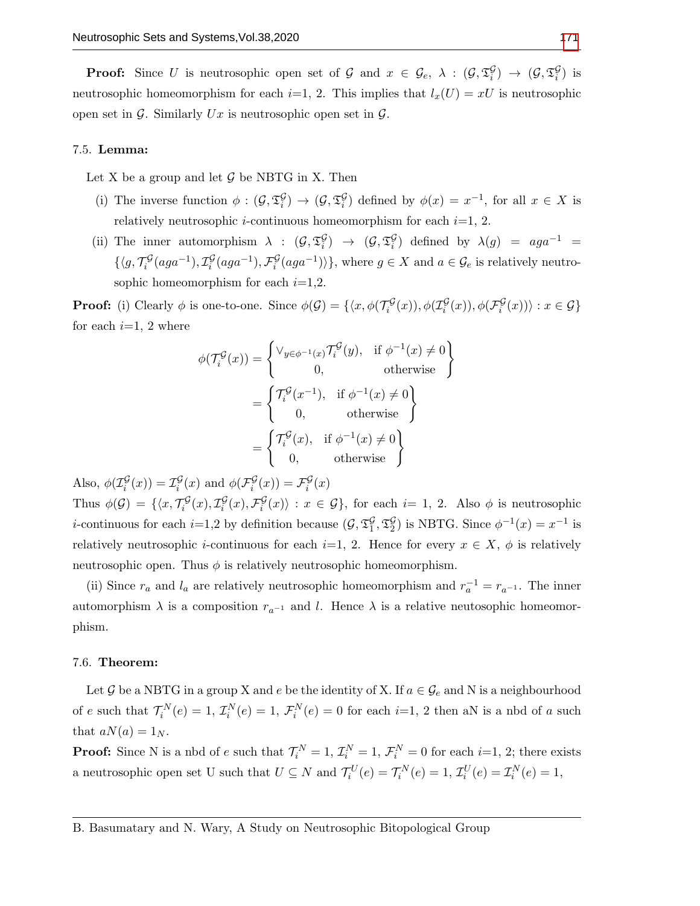**Proof:** Since $U$ is neutrosophic open set of $\mathcal{G}$ and $x \in \mathcal{G}_e$, $\lambda : (\mathcal{G}, \mathfrak{T}_i^{\mathcal{G}}) \rightarrow (\mathcal{G}, \mathfrak{T}_i^{\mathcal{G}})$ is neutrosophic homeomorphism for each $i$=1, 2. This implies that $l_x(U) = xU$ is neutrosophic open set in $\mathcal{G}$. Similarly $Ux$ is neutrosophic open set in $\mathcal{G}$.

7.5. **Lemma:**

Let X be a group and let $\mathcal{G}$ be NBTG in X. Then

(i) The inverse function $\phi : (\mathcal{G}, \mathfrak{T}_i^{\mathcal{G}}) \rightarrow (\mathcal{G}, \mathfrak{T}_i^{\mathcal{G}})$ defined by $\phi(x) = x^{-1}$, for all $x \in X$ is relatively neutrosophic $i$-continuous homeomorphism for each $i$=1, 2.

(ii) The inner automorphism $\lambda : (\mathcal{G}, \mathfrak{T}_i^{\mathcal{G}}) \rightarrow (\mathcal{G}, \mathfrak{T}_i^{\mathcal{G}})$ defined by $\lambda(g) = aga^{-1} = \{\langle g, \mathcal{T}_i^{\mathcal{G}}(aga^{-1}), \mathcal{I}_i^{\mathcal{G}}(aga^{-1}), \mathcal{F}_i^{\mathcal{G}}(aga^{-1})\rangle\}$, where $g \in X$ and $a \in \mathcal{G}_e$ is relatively neutrosophic homeomorphism for each $i$=1,2.

**Proof:** (i) Clearly $\phi$ is one-to-one. Since $\phi(\mathcal{G}) = \{\langle x, \phi(\mathcal{T}_i^{\mathcal{G}}(x)), \phi(\mathcal{I}_i^{\mathcal{G}}(x)), \phi(\mathcal{F}_i^{\mathcal{G}}(x))\rangle : x \in \mathcal{G}\}$ for each $i$=1, 2 where

$$\phi(\mathcal{T}_i^{\mathcal{G}}(x)) = \begin{Bmatrix} \vee_{y\in\phi^{-1}(x)}\mathcal{T}_i^{\mathcal{G}}(y), & \text{if } \phi^{-1}(x) \neq 0 \\ 0, & \text{otherwise} \end{Bmatrix}$$
$$= \begin{Bmatrix} \mathcal{T}_i^{\mathcal{G}}(x^{-1}), & \text{if } \phi^{-1}(x) \neq 0 \\ 0, & \text{otherwise} \end{Bmatrix}$$
$$= \begin{Bmatrix} \mathcal{T}_i^{\mathcal{G}}(x), & \text{if } \phi^{-1}(x) \neq 0 \\ 0, & \text{otherwise} \end{Bmatrix}$$

Also, $\phi(\mathcal{I}_i^{\mathcal{G}}(x)) = \mathcal{I}_i^{\mathcal{G}}(x)$ and $\phi(\mathcal{F}_i^{\mathcal{G}}(x)) = \mathcal{F}_i^{\mathcal{G}}(x)$

Thus $\phi(\mathcal{G}) = \{\langle x, \mathcal{T}_i^{\mathcal{G}}(x), \mathcal{I}_i^{\mathcal{G}}(x), \mathcal{F}_i^{\mathcal{G}}(x)\rangle : x \in \mathcal{G}\}$, for each $i$= 1, 2. Also $\phi$ is neutrosophic $i$-continuous for each $i$=1,2 by definition because $(\mathcal{G}, \mathfrak{T}_1^{\mathcal{G}}, \mathfrak{T}_2^{\mathcal{G}})$ is NBTG. Since $\phi^{-1}(x) = x^{-1}$ is relatively neutrosophic $i$-continuous for each $i$=1, 2. Hence for every $x \in X$, $\phi$ is relatively neutrosophic open. Thus $\phi$ is relatively neutrosophic homeomorphism.

(ii) Since $r_a$ and $l_a$ are relatively neutrosophic homeomorphism and $r_a^{-1} = r_{a^{-1}}$. The inner automorphism $\lambda$ is a composition $r_{a^{-1}}$ and $l$. Hence $\lambda$ is a relative neutosophic homeomorphism.

7.6. **Theorem:**

Let $\mathcal{G}$ be a NBTG in a group X and $e$ be the identity of X. If $a \in \mathcal{G}_e$ and N is a neighbourhood of $e$ such that $\mathcal{T}_i^N(e) = 1$, $\mathcal{I}_i^N(e) = 1$, $\mathcal{F}_i^N(e) = 0$ for each $i$=1, 2 then aN is a nbd of $a$ such that $aN(a) = 1_N$.

**Proof:** Since N is a nbd of $e$ such that $\mathcal{T}_i^N = 1$, $\mathcal{I}_i^N = 1$, $\mathcal{F}_i^N = 0$ for each $i$=1, 2; there exists a neutrosophic open set U such that $U \subseteq N$ and $\mathcal{T}_i^U(e) = \mathcal{T}_i^N(e) = 1$, $\mathcal{I}_i^U(e) = \mathcal{I}_i^N(e) = 1$,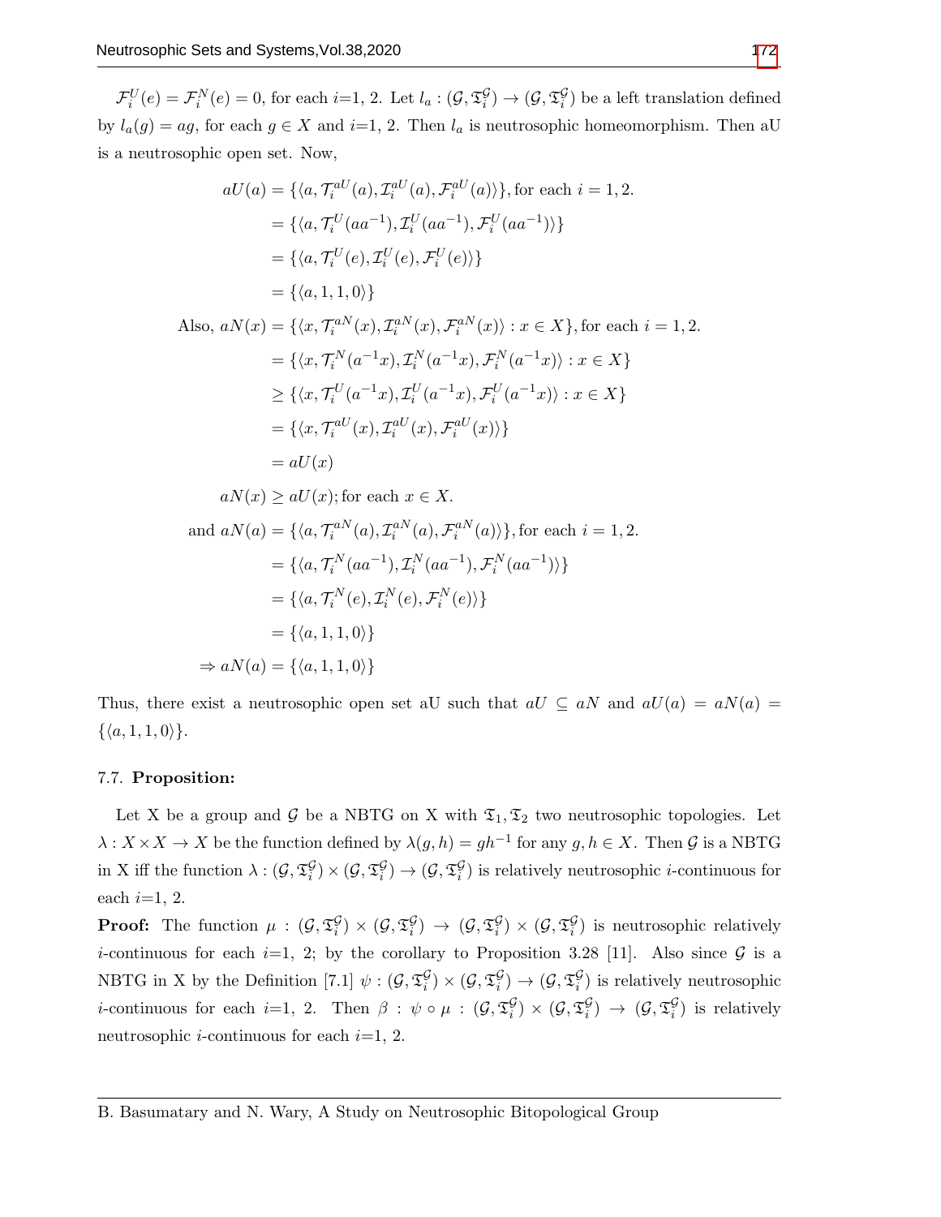$\mathcal{F}_i^U(e) = \mathcal{F}_i^N(e) = 0$, for each $i$=1, 2. Let $l_a : (\mathcal{G}, \mathfrak{T}_i^{\mathcal{G}}) \to (\mathcal{G}, \mathfrak{T}_i^{\mathcal{G}})$ be a left translation defined by $l_a(g) = ag$, for each $g \in X$ and $i$=1, 2. Then $l_a$ is neutrosophic homeomorphism. Then aU is a neutrosophic open set. Now,

$$
\begin{aligned}
aU(a) &= \{\langle a, \mathcal{T}_i^{aU}(a), \mathcal{I}_i^{aU}(a), \mathcal{F}_i^{aU}(a)\rangle\}, \text{for each } i = 1, 2.\\
&= \{\langle a, \mathcal{T}_i^{U}(aa^{-1}), \mathcal{I}_i^{U}(aa^{-1}), \mathcal{F}_i^{U}(aa^{-1})\rangle\}\\
&= \{\langle a, \mathcal{T}_i^{U}(e), \mathcal{I}_i^{U}(e), \mathcal{F}_i^{U}(e)\rangle\}\\
&= \{\langle a, 1, 1, 0\rangle\}\\
\text{Also, } aN(x) &= \{\langle x, \mathcal{T}_i^{aN}(x), \mathcal{I}_i^{aN}(x), \mathcal{F}_i^{aN}(x)\rangle : x \in X\}, \text{for each } i = 1, 2.\\
&= \{\langle x, \mathcal{T}_i^{N}(a^{-1}x), \mathcal{I}_i^{N}(a^{-1}x), \mathcal{F}_i^{N}(a^{-1}x)\rangle : x \in X\}\\
&\geq \{\langle x, \mathcal{T}_i^{U}(a^{-1}x), \mathcal{I}_i^{U}(a^{-1}x), \mathcal{F}_i^{U}(a^{-1}x)\rangle : x \in X\}\\
&= \{\langle x, \mathcal{T}_i^{aU}(x), \mathcal{I}_i^{aU}(x), \mathcal{F}_i^{aU}(x)\rangle\}\\
&= aU(x)\\
aN(x) &\geq aU(x); \text{for each } x \in X.\\
\text{and } aN(a) &= \{\langle a, \mathcal{T}_i^{aN}(a), \mathcal{I}_i^{aN}(a), \mathcal{F}_i^{aN}(a)\rangle\}, \text{for each } i = 1, 2.\\
&= \{\langle a, \mathcal{T}_i^{N}(aa^{-1}), \mathcal{I}_i^{N}(aa^{-1}), \mathcal{F}_i^{N}(aa^{-1})\rangle\}\\
&= \{\langle a, \mathcal{T}_i^{N}(e), \mathcal{I}_i^{N}(e), \mathcal{F}_i^{N}(e)\rangle\}\\
&= \{\langle a, 1, 1, 0\rangle\}\\
\Rightarrow aN(a) &= \{\langle a, 1, 1, 0\rangle\}
\end{aligned}
$$

Thus, there exist a neutrosophic open set aU such that $aU \subseteq aN$ and $aU(a) = aN(a) = \{\langle a, 1, 1, 0\rangle\}$.

7.7. **Proposition:**

Let X be a group and $\mathcal{G}$ be a NBTG on X with $\mathfrak{T}_1, \mathfrak{T}_2$ two neutrosophic topologies. Let $\lambda : X \times X \to X$ be the function defined by $\lambda(g, h) = gh^{-1}$ for any $g, h \in X$. Then $\mathcal{G}$ is a NBTG in X iff the function $\lambda : (\mathcal{G}, \mathfrak{T}_i^{\mathcal{G}}) \times (\mathcal{G}, \mathfrak{T}_i^{\mathcal{G}}) \to (\mathcal{G}, \mathfrak{T}_i^{\mathcal{G}})$ is relatively neutrosophic $i$-continuous for each $i$=1, 2.

**Proof:** The function $\mu : (\mathcal{G}, \mathfrak{T}_i^{\mathcal{G}}) \times (\mathcal{G}, \mathfrak{T}_i^{\mathcal{G}}) \to (\mathcal{G}, \mathfrak{T}_i^{\mathcal{G}}) \times (\mathcal{G}, \mathfrak{T}_i^{\mathcal{G}})$ is neutrosophic relatively $i$-continuous for each $i$=1, 2; by the corollary to Proposition 3.28 [11]. Also since $\mathcal{G}$ is a NBTG in X by the Definition [7.1] $\psi : (\mathcal{G}, \mathfrak{T}_i^{\mathcal{G}}) \times (\mathcal{G}, \mathfrak{T}_i^{\mathcal{G}}) \to (\mathcal{G}, \mathfrak{T}_i^{\mathcal{G}})$ is relatively neutrosophic $i$-continuous for each $i$=1, 2. Then $\beta : \psi \circ \mu : (\mathcal{G}, \mathfrak{T}_i^{\mathcal{G}}) \times (\mathcal{G}, \mathfrak{T}_i^{\mathcal{G}}) \to (\mathcal{G}, \mathfrak{T}_i^{\mathcal{G}})$ is relatively neutrosophic $i$-continuous for each $i$=1, 2.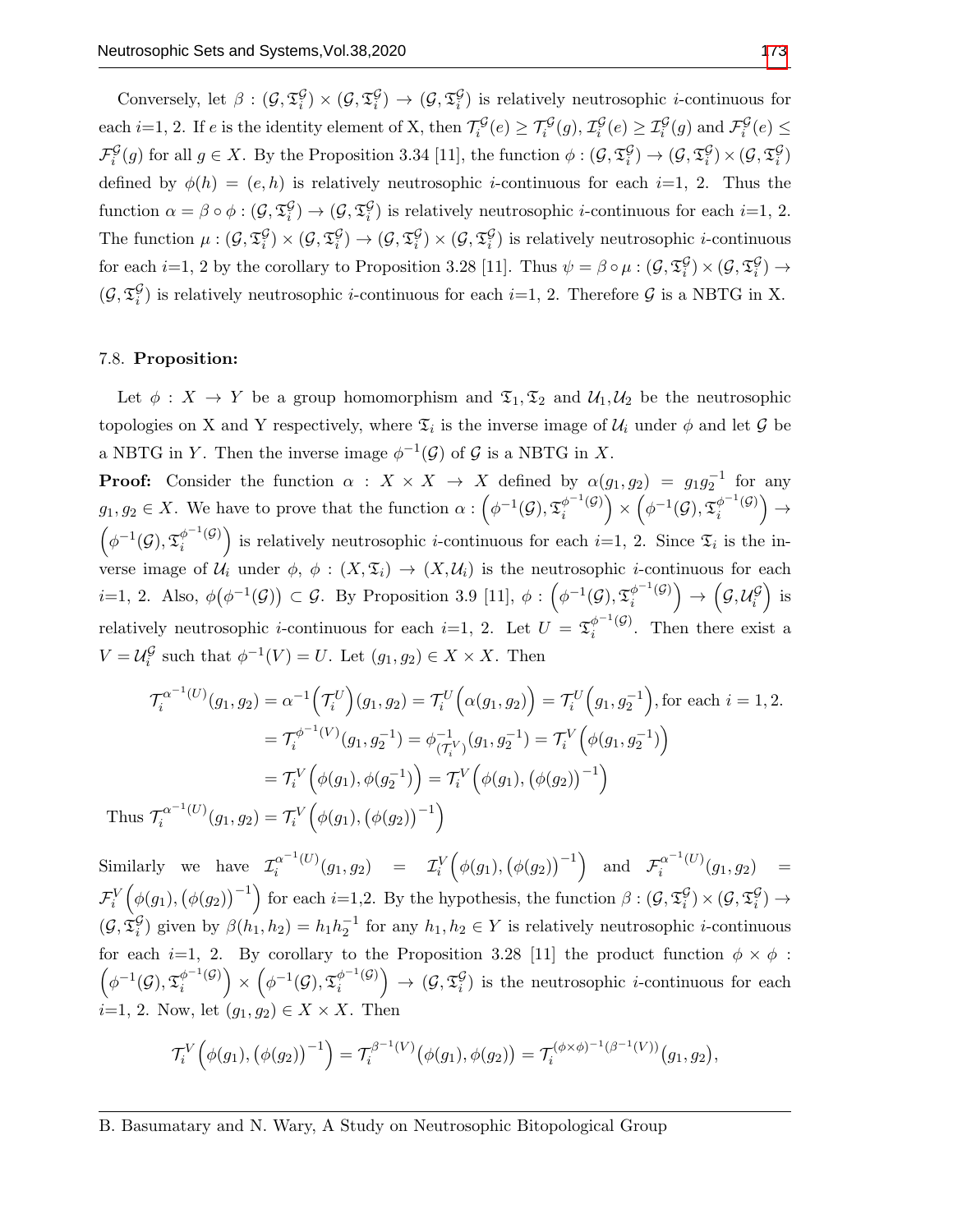Conversely, let $\beta : (\mathcal{G}, \mathfrak{T}_i^{\mathcal{G}}) \times (\mathcal{G}, \mathfrak{T}_i^{\mathcal{G}}) \to (\mathcal{G}, \mathfrak{T}_i^{\mathcal{G}})$ is relatively neutrosophic $i$-continuous for each $i$=1, 2. If $e$ is the identity element of X, then $\mathcal{T}_i^{\mathcal{G}}(e) \geq \mathcal{T}_i^{\mathcal{G}}(g)$, $\mathcal{I}_i^{\mathcal{G}}(e) \geq \mathcal{I}_i^{\mathcal{G}}(g)$ and $\mathcal{F}_i^{\mathcal{G}}(e) \leq \mathcal{F}_i^{\mathcal{G}}(g)$ for all $g \in X$. By the Proposition 3.34 [11], the function $\phi : (\mathcal{G}, \mathfrak{T}_i^{\mathcal{G}}) \to (\mathcal{G}, \mathfrak{T}_i^{\mathcal{G}}) \times (\mathcal{G}, \mathfrak{T}_i^{\mathcal{G}})$ defined by $\phi(h) = (e, h)$ is relatively neutrosophic $i$-continuous for each $i$=1, 2. Thus the function $\alpha = \beta \circ \phi : (\mathcal{G}, \mathfrak{T}_i^{\mathcal{G}}) \to (\mathcal{G}, \mathfrak{T}_i^{\mathcal{G}})$ is relatively neutrosophic $i$-continuous for each $i$=1, 2. The function $\mu : (\mathcal{G}, \mathfrak{T}_i^{\mathcal{G}}) \times (\mathcal{G}, \mathfrak{T}_i^{\mathcal{G}}) \to (\mathcal{G}, \mathfrak{T}_i^{\mathcal{G}}) \times (\mathcal{G}, \mathfrak{T}_i^{\mathcal{G}})$ is relatively neutrosophic $i$-continuous for each $i$=1, 2 by the corollary to Proposition 3.28 [11]. Thus $\psi = \beta \circ \mu : (\mathcal{G}, \mathfrak{T}_i^{\mathcal{G}}) \times (\mathcal{G}, \mathfrak{T}_i^{\mathcal{G}}) \to (\mathcal{G}, \mathfrak{T}_i^{\mathcal{G}})$ is relatively neutrosophic $i$-continuous for each $i$=1, 2. Therefore $\mathcal{G}$ is a NBTG in X.

7.8. **Proposition:**

Let $\phi : X \to Y$ be a group homomorphism and $\mathfrak{T}_1, \mathfrak{T}_2$ and $\mathcal{U}_1, \mathcal{U}_2$ be the neutrosophic topologies on X and Y respectively, where $\mathfrak{T}_i$ is the inverse image of $\mathcal{U}_i$ under $\phi$ and let $\mathcal{G}$ be a NBTG in $Y$. Then the inverse image $\phi^{-1}(\mathcal{G})$ of $\mathcal{G}$ is a NBTG in $X$.

**Proof:** Consider the function $\alpha : X \times X \to X$ defined by $\alpha(g_1, g_2) = g_1 g_2^{-1}$ for any $g_1, g_2 \in X$. We have to prove that the function $\alpha : \left(\phi^{-1}(\mathcal{G}), \mathfrak{T}_i^{\phi^{-1}(\mathcal{G})}\right) \times \left(\phi^{-1}(\mathcal{G}), \mathfrak{T}_i^{\phi^{-1}(\mathcal{G})}\right) \to \left(\phi^{-1}(\mathcal{G}), \mathfrak{T}_i^{\phi^{-1}(\mathcal{G})}\right)$ is relatively neutrosophic $i$-continuous for each $i$=1, 2. Since $\mathfrak{T}_i$ is the inverse image of $\mathcal{U}_i$ under $\phi$, $\phi : (X, \mathfrak{T}_i) \to (X, \mathcal{U}_i)$ is the neutrosophic $i$-continuous for each $i$=1, 2. Also, $\phi\big(\phi^{-1}(\mathcal{G})\big) \subset \mathcal{G}$. By Proposition 3.9 [11], $\phi : \left(\phi^{-1}(\mathcal{G}), \mathfrak{T}_i^{\phi^{-1}(\mathcal{G})}\right) \to \left(\mathcal{G}, \mathcal{U}_i^{\mathcal{G}}\right)$ is relatively neutrosophic $i$-continuous for each $i$=1, 2. Let $U = \mathfrak{T}_i^{\phi^{-1}(\mathcal{G})}$. Then there exist a $V = \mathcal{U}_i^{\mathcal{G}}$ such that $\phi^{-1}(V) = U$. Let $(g_1, g_2) \in X \times X$. Then

$$\begin{aligned}
\mathcal{T}_i^{\alpha^{-1}(U)}(g_1, g_2) &= \alpha^{-1}\Big(\mathcal{T}_i^{U}\Big)(g_1, g_2) = \mathcal{T}_i^{U}\Big(\alpha(g_1, g_2)\Big) = \mathcal{T}_i^{U}\Big(g_1, g_2^{-1}\Big), \text{for each } i = 1, 2.\\
&= \mathcal{T}_i^{\phi^{-1}(V)}(g_1, g_2^{-1}) = \phi^{-1}_{(\mathcal{T}_i^{V})}(g_1, g_2^{-1}) = \mathcal{T}_i^{V}\Big(\phi(g_1, g_2^{-1})\Big)\\
&= \mathcal{T}_i^{V}\Big(\phi(g_1), \phi(g_2^{-1})\Big) = \mathcal{T}_i^{V}\Big(\phi(g_1), \big(\phi(g_2)\big)^{-1}\Big)
\end{aligned}$$

Thus $\mathcal{T}_i^{\alpha^{-1}(U)}(g_1, g_2) = \mathcal{T}_i^{V}\Big(\phi(g_1), \big(\phi(g_2)\big)^{-1}\Big)$

Similarly we have $\mathcal{I}_i^{\alpha^{-1}(U)}(g_1, g_2) = \mathcal{I}_i^{V}\Big(\phi(g_1), \big(\phi(g_2)\big)^{-1}\Big)$ and $\mathcal{F}_i^{\alpha^{-1}(U)}(g_1, g_2) = \mathcal{F}_i^{V}\Big(\phi(g_1), \big(\phi(g_2)\big)^{-1}\Big)$ for each $i$=1,2. By the hypothesis, the function $\beta : (\mathcal{G}, \mathfrak{T}_i^{\mathcal{G}}) \times (\mathcal{G}, \mathfrak{T}_i^{\mathcal{G}}) \to (\mathcal{G}, \mathfrak{T}_i^{\mathcal{G}})$ given by $\beta(h_1, h_2) = h_1 h_2^{-1}$ for any $h_1, h_2 \in Y$ is relatively neutrosophic $i$-continuous for each $i$=1, 2. By corollary to the Proposition 3.28 [11] the product function $\phi \times \phi : \left(\phi^{-1}(\mathcal{G}), \mathfrak{T}_i^{\phi^{-1}(\mathcal{G})}\right) \times \left(\phi^{-1}(\mathcal{G}), \mathfrak{T}_i^{\phi^{-1}(\mathcal{G})}\right) \to (\mathcal{G}, \mathfrak{T}_i^{\mathcal{G}})$ is the neutrosophic $i$-continuous for each $i$=1, 2. Now, let $(g_1, g_2) \in X \times X$. Then

$$\mathcal{T}_i^{V}\Big(\phi(g_1), \big(\phi(g_2)\big)^{-1}\Big) = \mathcal{T}_i^{\beta^{-1}(V)}\big(\phi(g_1), \phi(g_2)\big) = \mathcal{T}_i^{(\phi\times\phi)^{-1}(\beta^{-1}(V))}(g_1, g_2),$$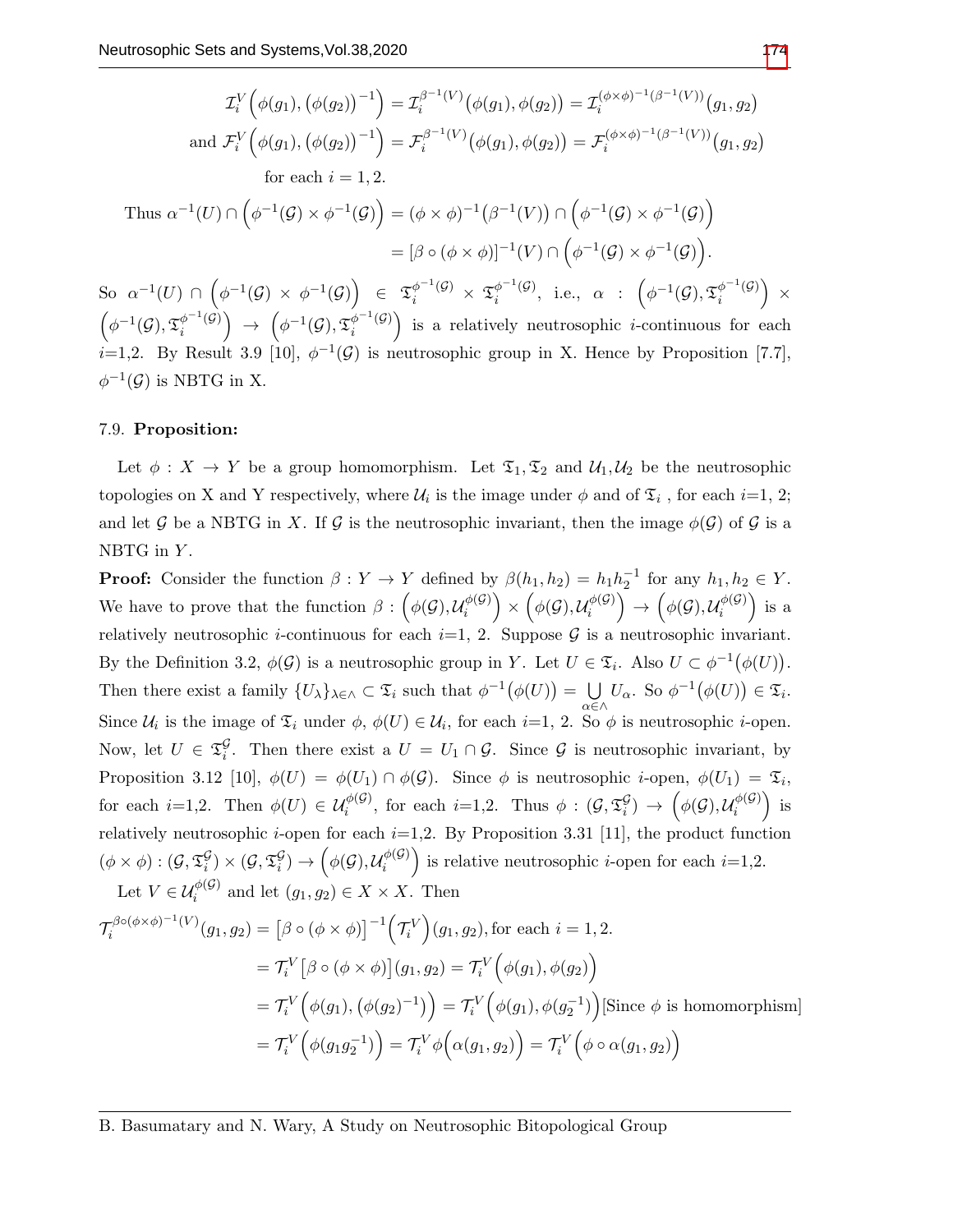$$\mathcal{I}_i^V\Big(\phi(g_1), \big(\phi(g_2)\big)^{-1}\Big) = \mathcal{I}_i^{\beta^{-1}(V)}\big(\phi(g_1), \phi(g_2)\big) = \mathcal{I}_i^{(\phi\times\phi)^{-1}(\beta^{-1}(V))}\big(g_1, g_2\big)$$

$$\text{and } \mathcal{F}_i^V\Big(\phi(g_1), \big(\phi(g_2)\big)^{-1}\Big) = \mathcal{F}_i^{\beta^{-1}(V)}\big(\phi(g_1), \phi(g_2)\big) = \mathcal{F}_i^{(\phi\times\phi)^{-1}(\beta^{-1}(V))}\big(g_1, g_2\big)$$

for each $i = 1, 2$.

$$\text{Thus } \alpha^{-1}(U) \cap \Big(\phi^{-1}(\mathcal{G}) \times \phi^{-1}(\mathcal{G})\Big) = (\phi\times\phi)^{-1}\big(\beta^{-1}(V)\big) \cap \Big(\phi^{-1}(\mathcal{G}) \times \phi^{-1}(\mathcal{G})\Big)$$
$$= [\beta\circ(\phi\times\phi)]^{-1}(V) \cap \Big(\phi^{-1}(\mathcal{G}) \times \phi^{-1}(\mathcal{G})\Big).$$

So $\alpha^{-1}(U) \cap \Big(\phi^{-1}(\mathcal{G}) \times \phi^{-1}(\mathcal{G})\Big) \in \mathfrak{T}_i^{\phi^{-1}(\mathcal{G})} \times \mathfrak{T}_i^{\phi^{-1}(\mathcal{G})}$, i.e., $\alpha : \Big(\phi^{-1}(\mathcal{G}), \mathfrak{T}_i^{\phi^{-1}(\mathcal{G})}\Big) \times \Big(\phi^{-1}(\mathcal{G}), \mathfrak{T}_i^{\phi^{-1}(\mathcal{G})}\Big) \to \Big(\phi^{-1}(\mathcal{G}), \mathfrak{T}_i^{\phi^{-1}(\mathcal{G})}\Big)$ is a relatively neutrosophic $i$-continuous for each $i$=1,2. By Result 3.9 [10], $\phi^{-1}(\mathcal{G})$ is neutrosophic group in X. Hence by Proposition [7.7], $\phi^{-1}(\mathcal{G})$ is NBTG in X.

7.9. **Proposition:**

Let $\phi : X \to Y$ be a group homomorphism. Let $\mathfrak{T}_1, \mathfrak{T}_2$ and $\mathcal{U}_1, \mathcal{U}_2$ be the neutrosophic topologies on X and Y respectively, where $\mathcal{U}_i$ is the image under $\phi$ and of $\mathfrak{T}_i$ , for each $i$=1, 2; and let $\mathcal{G}$ be a NBTG in $X$. If $\mathcal{G}$ is the neutrosophic invariant, then the image $\phi(\mathcal{G})$ of $\mathcal{G}$ is a NBTG in $Y$.

**Proof:** Consider the function $\beta : Y \to Y$ defined by $\beta(h_1, h_2) = h_1 h_2^{-1}$ for any $h_1, h_2 \in Y$. We have to prove that the function $\beta : \Big(\phi(\mathcal{G}), \mathcal{U}_i^{\phi(\mathcal{G})}\Big) \times \Big(\phi(\mathcal{G}), \mathcal{U}_i^{\phi(\mathcal{G})}\Big) \to \Big(\phi(\mathcal{G}), \mathcal{U}_i^{\phi(\mathcal{G})}\Big)$ is a relatively neutrosophic $i$-continuous for each $i$=1, 2. Suppose $\mathcal{G}$ is a neutrosophic invariant. By the Definition 3.2, $\phi(\mathcal{G})$ is a neutrosophic group in $Y$. Let $U \in \mathfrak{T}_i$. Also $U \subset \phi^{-1}\big(\phi(U)\big)$. Then there exist a family $\{U_\lambda\}_{\lambda\in\wedge} \subset \mathfrak{T}_i$ such that $\phi^{-1}\big(\phi(U)\big) = \bigcup_{\alpha\in\wedge} U_\alpha$. So $\phi^{-1}\big(\phi(U)\big) \in \mathfrak{T}_i$. Since $\mathcal{U}_i$ is the image of $\mathfrak{T}_i$ under $\phi$, $\phi(U) \in \mathcal{U}_i$, for each $i$=1, 2. So $\phi$ is neutrosophic $i$-open. Now, let $U \in \mathfrak{T}_i^{\mathcal{G}}$. Then there exist a $U = U_1 \cap \mathcal{G}$. Since $\mathcal{G}$ is neutrosophic invariant, by Proposition 3.12 [10], $\phi(U) = \phi(U_1) \cap \phi(\mathcal{G})$. Since $\phi$ is neutrosophic $i$-open, $\phi(U_1) = \mathfrak{T}_i$, for each $i$=1,2. Then $\phi(U) \in \mathcal{U}_i^{\phi(\mathcal{G})}$, for each $i$=1,2. Thus $\phi : (\mathcal{G}, \mathfrak{T}_i^{\mathcal{G}}) \to \Big(\phi(\mathcal{G}), \mathcal{U}_i^{\phi(\mathcal{G})}\Big)$ is relatively neutrosophic $i$-open for each $i$=1,2. By Proposition 3.31 [11], the product function $(\phi\times\phi) : (\mathcal{G}, \mathfrak{T}_i^{\mathcal{G}}) \times (\mathcal{G}, \mathfrak{T}_i^{\mathcal{G}}) \to \Big(\phi(\mathcal{G}), \mathcal{U}_i^{\phi(\mathcal{G})}\Big)$ is relative neutrosophic $i$-open for each $i$=1,2.

Let $V \in \mathcal{U}_i^{\phi(\mathcal{G})}$ and let $(g_1, g_2) \in X \times X$. Then

$$\mathcal{T}_i^{\beta\circ(\phi\times\phi)^{-1}(V)}(g_1, g_2) = \big[\beta\circ(\phi\times\phi)\big]^{-1}\Big(\mathcal{T}_i^V\Big)(g_1, g_2), \text{for each } i = 1, 2.$$
$$= \mathcal{T}_i^V\big[\beta\circ(\phi\times\phi)\big](g_1, g_2) = \mathcal{T}_i^V\Big(\phi(g_1), \phi(g_2)\Big)$$
$$= \mathcal{T}_i^V\Big(\phi(g_1), \big(\phi(g_2)^{-1}\big)\Big) = \mathcal{T}_i^V\Big(\phi(g_1), \phi(g_2^{-1})\Big)[\text{Since } \phi \text{ is homomorphism}]$$
$$= \mathcal{T}_i^V\Big(\phi(g_1 g_2^{-1})\Big) = \mathcal{T}_i^V\phi\Big(\alpha(g_1, g_2)\Big) = \mathcal{T}_i^V\Big(\phi\circ\alpha(g_1, g_2)\Big)$$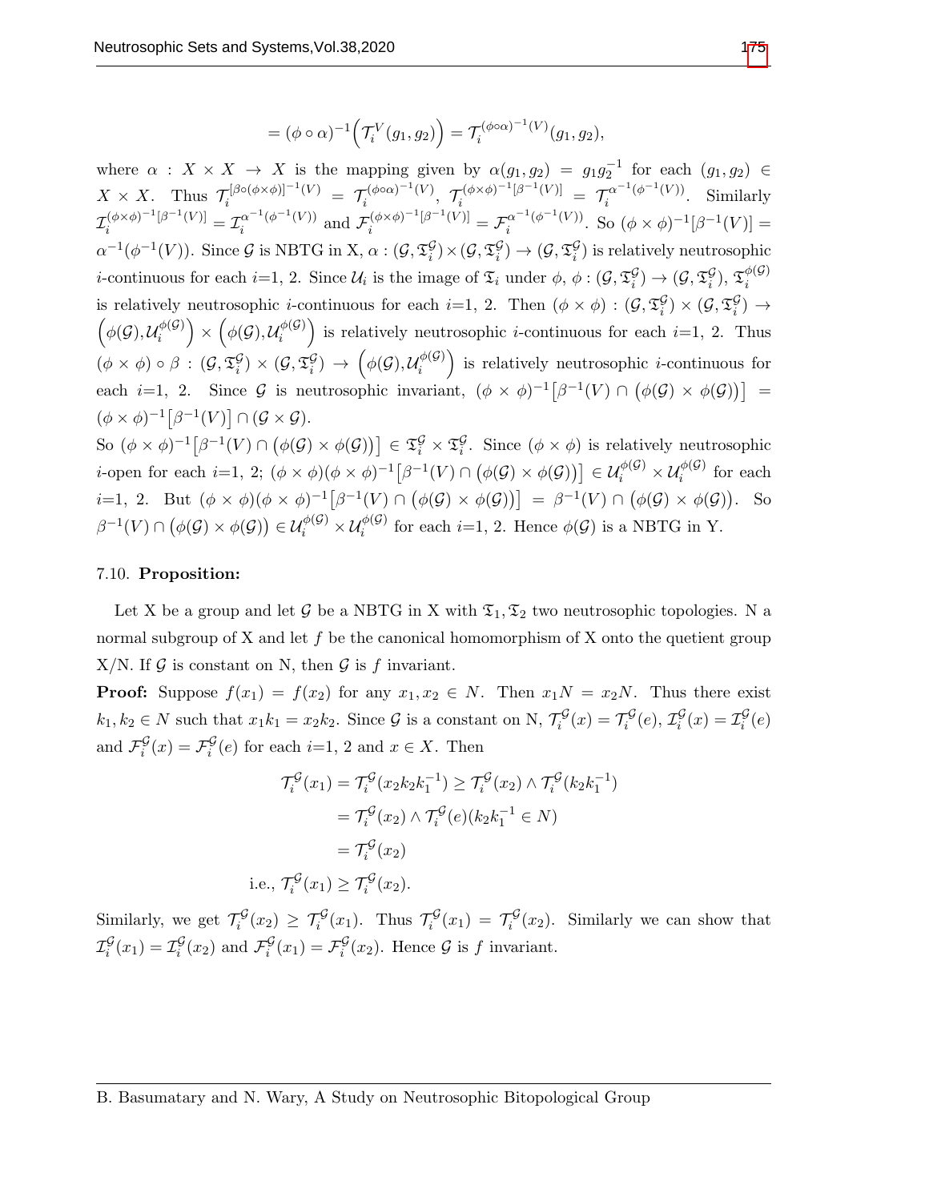$$= (\phi \circ \alpha)^{-1}\Big(\mathcal{T}_i^V(g_1, g_2)\Big) = \mathcal{T}_i^{(\phi\circ\alpha)^{-1}(V)}(g_1, g_2),$$

where $\alpha : X \times X \to X$ is the mapping given by $\alpha(g_1, g_2) = g_1 g_2^{-1}$ for each $(g_1, g_2) \in X \times X$. Thus $\mathcal{T}_i^{[\beta\circ(\phi\times\phi)]^{-1}(V)} = \mathcal{T}_i^{(\phi\circ\alpha)^{-1}(V)}$, $\mathcal{T}_i^{(\phi\times\phi)^{-1}[\beta^{-1}(V)]} = \mathcal{T}_i^{\alpha^{-1}(\phi^{-1}(V))}$. Similarly $\mathcal{I}_i^{(\phi\times\phi)^{-1}[\beta^{-1}(V)]} = \mathcal{I}_i^{\alpha^{-1}(\phi^{-1}(V))}$ and $\mathcal{F}_i^{(\phi\times\phi)^{-1}[\beta^{-1}(V)]} = \mathcal{F}_i^{\alpha^{-1}(\phi^{-1}(V))}$. So $(\phi \times \phi)^{-1}[\beta^{-1}(V)] = \alpha^{-1}(\phi^{-1}(V))$. Since $\mathcal{G}$ is NBTG in X, $\alpha : (\mathcal{G}, \mathfrak{T}_i^{\mathcal{G}}) \times (\mathcal{G}, \mathfrak{T}_i^{\mathcal{G}}) \to (\mathcal{G}, \mathfrak{T}_i^{\mathcal{G}})$ is relatively neutrosophic $i$-continuous for each $i$=1, 2. Since $\mathcal{U}_i$ is the image of $\mathfrak{T}_i$ under $\phi$, $\phi : (\mathcal{G}, \mathfrak{T}_i^{\mathcal{G}}) \to (\mathcal{G}, \mathfrak{T}_i^{\mathcal{G}})$, $\mathfrak{T}_i^{\phi(\mathcal{G})}$ is relatively neutrosophic $i$-continuous for each $i$=1, 2. Then $(\phi \times \phi) : (\mathcal{G}, \mathfrak{T}_i^{\mathcal{G}}) \times (\mathcal{G}, \mathfrak{T}_i^{\mathcal{G}}) \to \Big(\phi(\mathcal{G}), \mathcal{U}_i^{\phi(\mathcal{G})}\Big) \times \Big(\phi(\mathcal{G}), \mathcal{U}_i^{\phi(\mathcal{G})}\Big)$ is relatively neutrosophic $i$-continuous for each $i$=1, 2. Thus $(\phi \times \phi) \circ \beta : (\mathcal{G}, \mathfrak{T}_i^{\mathcal{G}}) \times (\mathcal{G}, \mathfrak{T}_i^{\mathcal{G}}) \to \Big(\phi(\mathcal{G}), \mathcal{U}_i^{\phi(\mathcal{G})}\Big)$ is relatively neutrosophic $i$-continuous for each $i$=1, 2. Since $\mathcal{G}$ is neutrosophic invariant, $(\phi \times \phi)^{-1}\big[\beta^{-1}(V) \cap \big(\phi(\mathcal{G}) \times \phi(\mathcal{G})\big)\big] = (\phi \times \phi)^{-1}\big[\beta^{-1}(V)\big] \cap (\mathcal{G} \times \mathcal{G})$.

So $(\phi \times \phi)^{-1}\big[\beta^{-1}(V) \cap \big(\phi(\mathcal{G}) \times \phi(\mathcal{G})\big)\big] \in \mathfrak{T}_i^{\mathcal{G}} \times \mathfrak{T}_i^{\mathcal{G}}$. Since $(\phi \times \phi)$ is relatively neutrosophic $i$-open for each $i$=1, 2; $(\phi \times \phi)(\phi \times \phi)^{-1}\big[\beta^{-1}(V) \cap \big(\phi(\mathcal{G}) \times \phi(\mathcal{G})\big)\big] \in \mathcal{U}_i^{\phi(\mathcal{G})} \times \mathcal{U}_i^{\phi(\mathcal{G})}$ for each $i$=1, 2. But $(\phi \times \phi)(\phi \times \phi)^{-1}\big[\beta^{-1}(V) \cap \big(\phi(\mathcal{G}) \times \phi(\mathcal{G})\big)\big] = \beta^{-1}(V) \cap \big(\phi(\mathcal{G}) \times \phi(\mathcal{G})\big)$. So $\beta^{-1}(V) \cap \big(\phi(\mathcal{G}) \times \phi(\mathcal{G})\big) \in \mathcal{U}_i^{\phi(\mathcal{G})} \times \mathcal{U}_i^{\phi(\mathcal{G})}$ for each $i$=1, 2. Hence $\phi(\mathcal{G})$ is a NBTG in Y.

7.10. **Proposition:**

Let X be a group and let $\mathcal{G}$ be a NBTG in X with $\mathfrak{T}_1, \mathfrak{T}_2$ two neutrosophic topologies. N a normal subgroup of X and let $f$ be the canonical homomorphism of X onto the quetient group X/N. If $\mathcal{G}$ is constant on N, then $\mathcal{G}$ is $f$ invariant.

**Proof:** Suppose $f(x_1) = f(x_2)$ for any $x_1, x_2 \in N$. Then $x_1 N = x_2 N$. Thus there exist $k_1, k_2 \in N$ such that $x_1 k_1 = x_2 k_2$. Since $\mathcal{G}$ is a constant on N, $\mathcal{T}_i^{\mathcal{G}}(x) = \mathcal{T}_i^{\mathcal{G}}(e)$, $\mathcal{I}_i^{\mathcal{G}}(x) = \mathcal{I}_i^{\mathcal{G}}(e)$ and $\mathcal{F}_i^{\mathcal{G}}(x) = \mathcal{F}_i^{\mathcal{G}}(e)$ for each $i$=1, 2 and $x \in X$. Then

$$\begin{aligned}
\mathcal{T}_i^{\mathcal{G}}(x_1) = \mathcal{T}_i^{\mathcal{G}}(x_2 k_2 k_1^{-1}) &\geq \mathcal{T}_i^{\mathcal{G}}(x_2) \wedge \mathcal{T}_i^{\mathcal{G}}(k_2 k_1^{-1}) \\
&= \mathcal{T}_i^{\mathcal{G}}(x_2) \wedge \mathcal{T}_i^{\mathcal{G}}(e)(k_2 k_1^{-1} \in N) \\
&= \mathcal{T}_i^{\mathcal{G}}(x_2) \\
\text{i.e., } \mathcal{T}_i^{\mathcal{G}}(x_1) &\geq \mathcal{T}_i^{\mathcal{G}}(x_2).
\end{aligned}$$

Similarly, we get $\mathcal{T}_i^{\mathcal{G}}(x_2) \geq \mathcal{T}_i^{\mathcal{G}}(x_1)$. Thus $\mathcal{T}_i^{\mathcal{G}}(x_1) = \mathcal{T}_i^{\mathcal{G}}(x_2)$. Similarly we can show that $\mathcal{I}_i^{\mathcal{G}}(x_1) = \mathcal{I}_i^{\mathcal{G}}(x_2)$ and $\mathcal{F}_i^{\mathcal{G}}(x_1) = \mathcal{F}_i^{\mathcal{G}}(x_2)$. Hence $\mathcal{G}$ is $f$ invariant.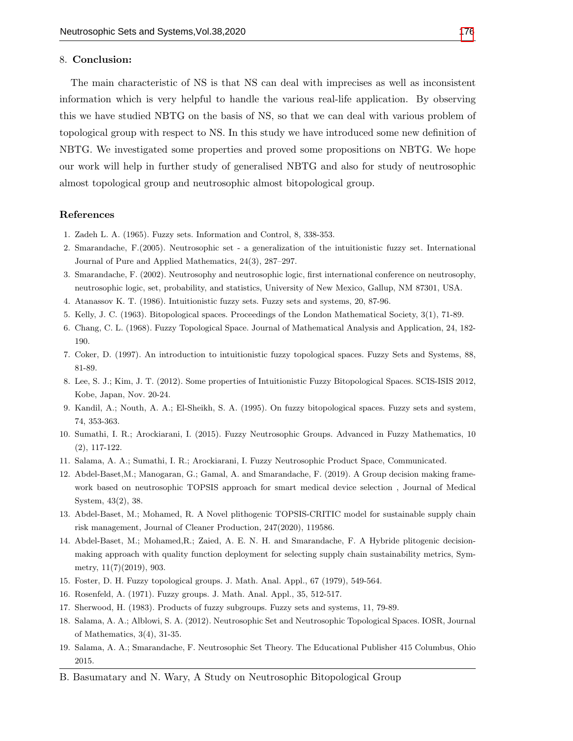## 8. Conclusion:

The main characteristic of NS is that NS can deal with imprecises as well as inconsistent information which is very helpful to handle the various real-life application. By observing this we have studied NBTG on the basis of NS, so that we can deal with various problem of topological group with respect to NS. In this study we have introduced some new definition of NBTG. We investigated some properties and proved some propositions on NBTG. We hope our work will help in further study of generalised NBTG and also for study of neutrosophic almost topological group and neutrosophic almost bitopological group.

## References

1. Zadeh L. A. (1965). Fuzzy sets. Information and Control, 8, 338-353.
2. Smarandache, F.(2005). Neutrosophic set - a generalization of the intuitionistic fuzzy set. International Journal of Pure and Applied Mathematics, 24(3), 287–297.
3. Smarandache, F. (2002). Neutrosophy and neutrosophic logic, first international conference on neutrosophy, neutrosophic logic, set, probability, and statistics, University of New Mexico, Gallup, NM 87301, USA.
4. Atanassov K. T. (1986). Intuitionistic fuzzy sets. Fuzzy sets and systems, 20, 87-96.
5. Kelly, J. C. (1963). Bitopological spaces. Proceedings of the London Mathematical Society, 3(1), 71-89.
6. Chang, C. L. (1968). Fuzzy Topological Space. Journal of Mathematical Analysis and Application, 24, 182-190.
7. Coker, D. (1997). An introduction to intuitionistic fuzzy topological spaces. Fuzzy Sets and Systems, 88, 81-89.
8. Lee, S. J.; Kim, J. T. (2012). Some properties of Intuitionistic Fuzzy Bitopological Spaces. SCIS-ISIS 2012, Kobe, Japan, Nov. 20-24.
9. Kandil, A.; Nouth, A. A.; El-Sheikh, S. A. (1995). On fuzzy bitopological spaces. Fuzzy sets and system, 74, 353-363.
10. Sumathi, I. R.; Arockiarani, I. (2015). Fuzzy Neutrosophic Groups. Advanced in Fuzzy Mathematics, 10 (2), 117-122.
11. Salama, A. A.; Sumathi, I. R.; Arockiarani, I. Fuzzy Neutrosophic Product Space, Communicated.
12. Abdel-Baset,M.; Manogaran, G.; Gamal, A. and Smarandache, F. (2019). A Group decision making framework based on neutrosophic TOPSIS approach for smart medical device selection , Journal of Medical System, 43(2), 38.
13. Abdel-Baset, M.; Mohamed, R. A Novel plithogenic TOPSIS-CRITIC model for sustainable supply chain risk management, Journal of Cleaner Production, 247(2020), 119586.
14. Abdel-Baset, M.; Mohamed,R.; Zaied, A. E. N. H. and Smarandache, F. A Hybride plitogenic decision-making approach with quality function deployment for selecting supply chain sustainability metrics, Symmetry, 11(7)(2019), 903.
15. Foster, D. H. Fuzzy topological groups. J. Math. Anal. Appl., 67 (1979), 549-564.
16. Rosenfeld, A. (1971). Fuzzy groups. J. Math. Anal. Appl., 35, 512-517.
17. Sherwood, H. (1983). Products of fuzzy subgroups. Fuzzy sets and systems, 11, 79-89.
18. Salama, A. A.; Alblowi, S. A. (2012). Neutrosophic Set and Neutrosophic Topological Spaces. IOSR, Journal of Mathematics, 3(4), 31-35.
19. Salama, A. A.; Smarandache, F. Neutrosophic Set Theory. The Educational Publisher 415 Columbus, Ohio 2015.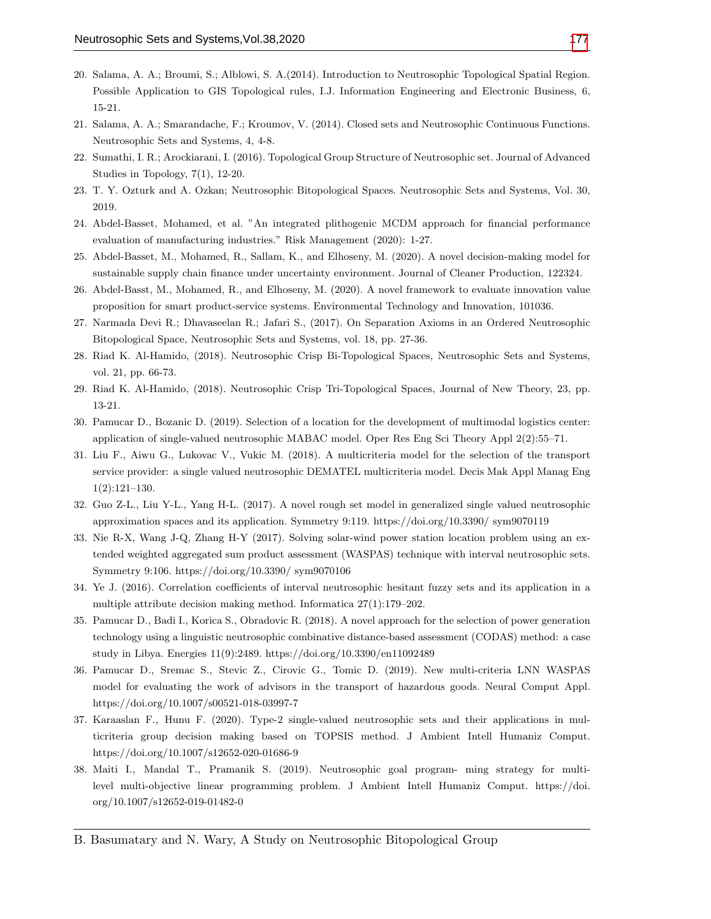20. Salama, A. A.; Broumi, S.; Alblowi, S. A.(2014). Introduction to Neutrosophic Topological Spatial Region. Possible Application to GIS Topological rules, I.J. Information Engineering and Electronic Business, 6, 15-21.
21. Salama, A. A.; Smarandache, F.; Kroumov, V. (2014). Closed sets and Neutrosophic Continuous Functions. Neutrosophic Sets and Systems, 4, 4-8.
22. Sumathi, I. R.; Arockiarani, I. (2016). Topological Group Structure of Neutrosophic set. Journal of Advanced Studies in Topology, 7(1), 12-20.
23. T. Y. Ozturk and A. Ozkan; Neutrosophic Bitopological Spaces. Neutrosophic Sets and Systems, Vol. 30, 2019.
24. Abdel-Basset, Mohamed, et al. "An integrated plithogenic MCDM approach for financial performance evaluation of manufacturing industries." Risk Management (2020): 1-27.
25. Abdel-Basset, M., Mohamed, R., Sallam, K., and Elhoseny, M. (2020). A novel decision-making model for sustainable supply chain finance under uncertainty environment. Journal of Cleaner Production, 122324.
26. Abdel-Basst, M., Mohamed, R., and Elhoseny, M. (2020). A novel framework to evaluate innovation value proposition for smart product-service systems. Environmental Technology and Innovation, 101036.
27. Narmada Devi R.; Dhavaseelan R.; Jafari S., (2017). On Separation Axioms in an Ordered Neutrosophic Bitopological Space, Neutrosophic Sets and Systems, vol. 18, pp. 27-36.
28. Riad K. Al-Hamido, (2018). Neutrosophic Crisp Bi-Topological Spaces, Neutrosophic Sets and Systems, vol. 21, pp. 66-73.
29. Riad K. Al-Hamido, (2018). Neutrosophic Crisp Tri-Topological Spaces, Journal of New Theory, 23, pp. 13-21.
30. Pamucar D., Bozanic D. (2019). Selection of a location for the development of multimodal logistics center: application of single-valued neutrosophic MABAC model. Oper Res Eng Sci Theory Appl 2(2):55–71.
31. Liu F., Aiwu G., Lukovac V., Vukic M. (2018). A multicriteria model for the selection of the transport service provider: a single valued neutrosophic DEMATEL multicriteria model. Decis Mak Appl Manag Eng 1(2):121–130.
32. Guo Z-L., Liu Y-L., Yang H-L. (2017). A novel rough set model in generalized single valued neutrosophic approximation spaces and its application. Symmetry 9:119. https://doi.org/10.3390/ sym9070119
33. Nie R-X, Wang J-Q, Zhang H-Y (2017). Solving solar-wind power station location problem using an extended weighted aggregated sum product assessment (WASPAS) technique with interval neutrosophic sets. Symmetry 9:106. https://doi.org/10.3390/ sym9070106
34. Ye J. (2016). Correlation coefficients of interval neutrosophic hesitant fuzzy sets and its application in a multiple attribute decision making method. Informatica 27(1):179–202.
35. Pamucar D., Badi I., Korica S., Obradovic R. (2018). A novel approach for the selection of power generation technology using a linguistic neutrosophic combinative distance-based assessment (CODAS) method: a case study in Libya. Energies 11(9):2489. https://doi.org/10.3390/en11092489
36. Pamucar D., Sremac S., Stevic Z., Cirovic G., Tomic D. (2019). New multi-criteria LNN WASPAS model for evaluating the work of advisors in the transport of hazardous goods. Neural Comput Appl. https://doi.org/10.1007/s00521-018-03997-7
37. Karaaslan F., Hunu F. (2020). Type-2 single-valued neutrosophic sets and their applications in multicriteria group decision making based on TOPSIS method. J Ambient Intell Humaniz Comput. https://doi.org/10.1007/s12652-020-01686-9
38. Maiti I., Mandal T., Pramanik S. (2019). Neutrosophic goal program- ming strategy for multi-level multi-objective linear programming problem. J Ambient Intell Humaniz Comput. https://doi.org/10.1007/s12652-019-01482-0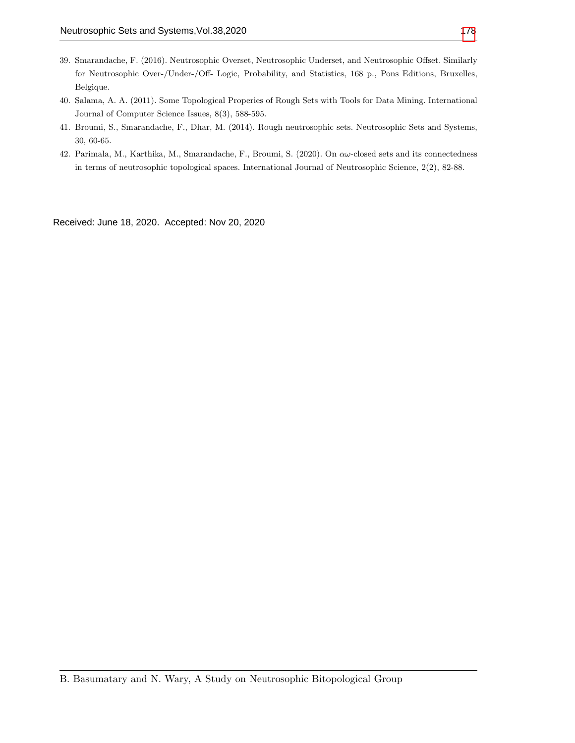39. Smarandache, F. (2016). Neutrosophic Overset, Neutrosophic Underset, and Neutrosophic Offset. Similarly for Neutrosophic Over-/Under-/Off- Logic, Probability, and Statistics, 168 p., Pons Editions, Bruxelles, Belgique.
40. Salama, A. A. (2011). Some Topological Properies of Rough Sets with Tools for Data Mining. International Journal of Computer Science Issues, 8(3), 588-595.
41. Broumi, S., Smarandache, F., Dhar, M. (2014). Rough neutrosophic sets. Neutrosophic Sets and Systems, 30, 60-65.
42. Parimala, M., Karthika, M., Smarandache, F., Broumi, S. (2020). On $\alpha\omega$-closed sets and its connectedness in terms of neutrosophic topological spaces. International Journal of Neutrosophic Science, 2(2), 82-88.

Received: June 18, 2020. Accepted: Nov 20, 2020